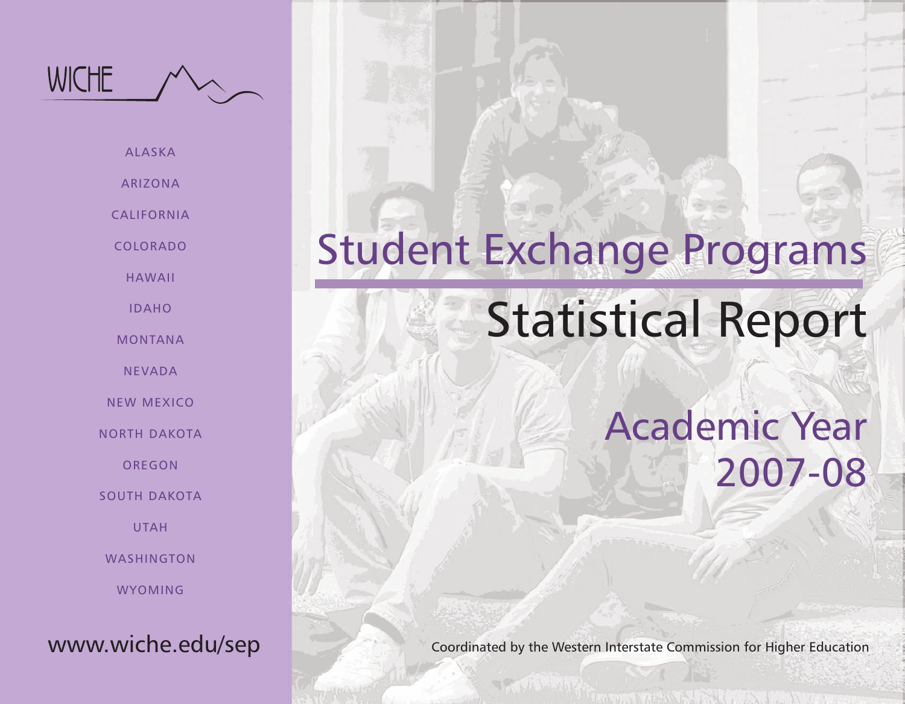WICHE

ALASKA

ARIZONA

CALIFORNIA

COLORADO

HAWAII

IDAHO

MONTANA

NEVADA

NEW MEXICO

NORTH DAKOTA

OREGON

SOUTH DAKOTA

UTAH

WASHINGTON

WYOMING

www.wiche.edu/sep

# Student Exchange Programs

# Statistical Report

## Academic Year 2007-08

Coordinated by the Western Interstate Commission for Higher Education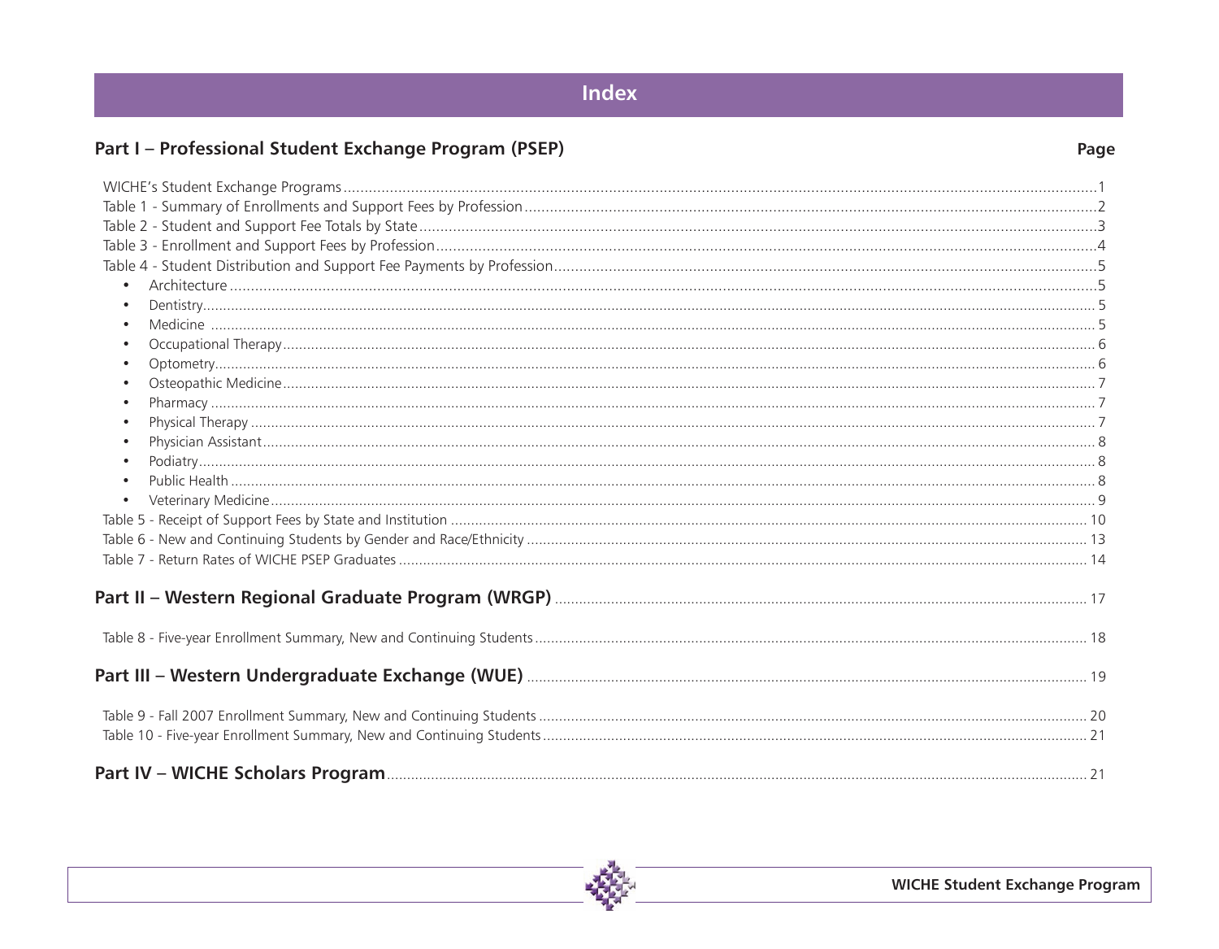# Index

## Part I – Professional Student Exchange Program (PSEP)

| | Page |
|---|---|
| WICHE's Student Exchange Programs | 1 |
| Table 1 - Summary of Enrollments and Support Fees by Profession | 2 |
| Table 2 - Student and Support Fee Totals by State | 3 |
| Table 3 - Enrollment and Support Fees by Profession | 4 |
| Table 4 - Student Distribution and Support Fee Payments by Profession | 5 |
| • Architecture | 5 |
| • Dentistry | 5 |
| • Medicine | 5 |
| • Occupational Therapy | 6 |
| • Optometry | 6 |
| • Osteopathic Medicine | 7 |
| • Pharmacy | 7 |
| • Physical Therapy | 7 |
| • Physician Assistant | 8 |
| • Podiatry | 8 |
| • Public Health | 8 |
| • Veterinary Medicine | 9 |
| Table 5 - Receipt of Support Fees by State and Institution | 10 |
| Table 6 - New and Continuing Students by Gender and Race/Ethnicity | 13 |
| Table 7 - Return Rates of WICHE PSEP Graduates | 14 |

## Part II – Western Regional Graduate Program (WRGP) .......... 17

Table 8 - Five-year Enrollment Summary, New and Continuing Students .......... 18

## Part III – Western Undergraduate Exchange (WUE) .......... 19

Table 9 - Fall 2007 Enrollment Summary, New and Continuing Students .......... 20

Table 10 - Five-year Enrollment Summary, New and Continuing Students .......... 21

## Part IV – WICHE Scholars Program .......... 21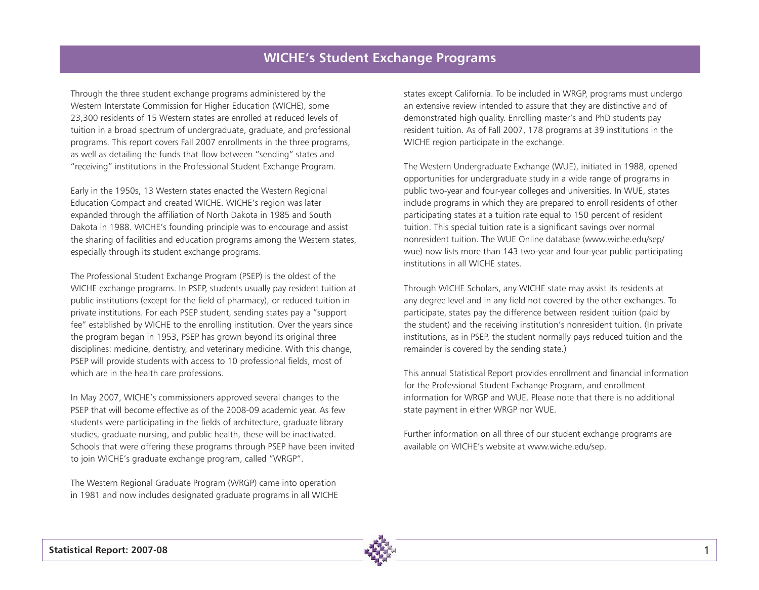# WICHE's Student Exchange Programs

Through the three student exchange programs administered by the Western Interstate Commission for Higher Education (WICHE), some 23,300 residents of 15 Western states are enrolled at reduced levels of tuition in a broad spectrum of undergraduate, graduate, and professional programs. This report covers Fall 2007 enrollments in the three programs, as well as detailing the funds that flow between "sending" states and "receiving" institutions in the Professional Student Exchange Program.

Early in the 1950s, 13 Western states enacted the Western Regional Education Compact and created WICHE. WICHE's region was later expanded through the affiliation of North Dakota in 1985 and South Dakota in 1988. WICHE's founding principle was to encourage and assist the sharing of facilities and education programs among the Western states, especially through its student exchange programs.

The Professional Student Exchange Program (PSEP) is the oldest of the WICHE exchange programs. In PSEP, students usually pay resident tuition at public institutions (except for the field of pharmacy), or reduced tuition in private institutions. For each PSEP student, sending states pay a "support fee" established by WICHE to the enrolling institution. Over the years since the program began in 1953, PSEP has grown beyond its original three disciplines: medicine, dentistry, and veterinary medicine. With this change, PSEP will provide students with access to 10 professional fields, most of which are in the health care professions.

In May 2007, WICHE's commissioners approved several changes to the PSEP that will become effective as of the 2008-09 academic year. As few students were participating in the fields of architecture, graduate library studies, graduate nursing, and public health, these will be inactivated. Schools that were offering these programs through PSEP have been invited to join WICHE's graduate exchange program, called "WRGP".

The Western Regional Graduate Program (WRGP) came into operation in 1981 and now includes designated graduate programs in all WICHE states except California. To be included in WRGP, programs must undergo an extensive review intended to assure that they are distinctive and of demonstrated high quality. Enrolling master's and PhD students pay resident tuition. As of Fall 2007, 178 programs at 39 institutions in the WICHE region participate in the exchange.

The Western Undergraduate Exchange (WUE), initiated in 1988, opened opportunities for undergraduate study in a wide range of programs in public two-year and four-year colleges and universities. In WUE, states include programs in which they are prepared to enroll residents of other participating states at a tuition rate equal to 150 percent of resident tuition. This special tuition rate is a significant savings over normal nonresident tuition. The WUE Online database (www.wiche.edu/sep/wue) now lists more than 143 two-year and four-year public participating institutions in all WICHE states.

Through WICHE Scholars, any WICHE state may assist its residents at any degree level and in any field not covered by the other exchanges. To participate, states pay the difference between resident tuition (paid by the student) and the receiving institution's nonresident tuition. (In private institutions, as in PSEP, the student normally pays reduced tuition and the remainder is covered by the sending state.)

This annual Statistical Report provides enrollment and financial information for the Professional Student Exchange Program, and enrollment information for WRGP and WUE. Please note that there is no additional state payment in either WRGP nor WUE.

Further information on all three of our student exchange programs are available on WICHE's website at www.wiche.edu/sep.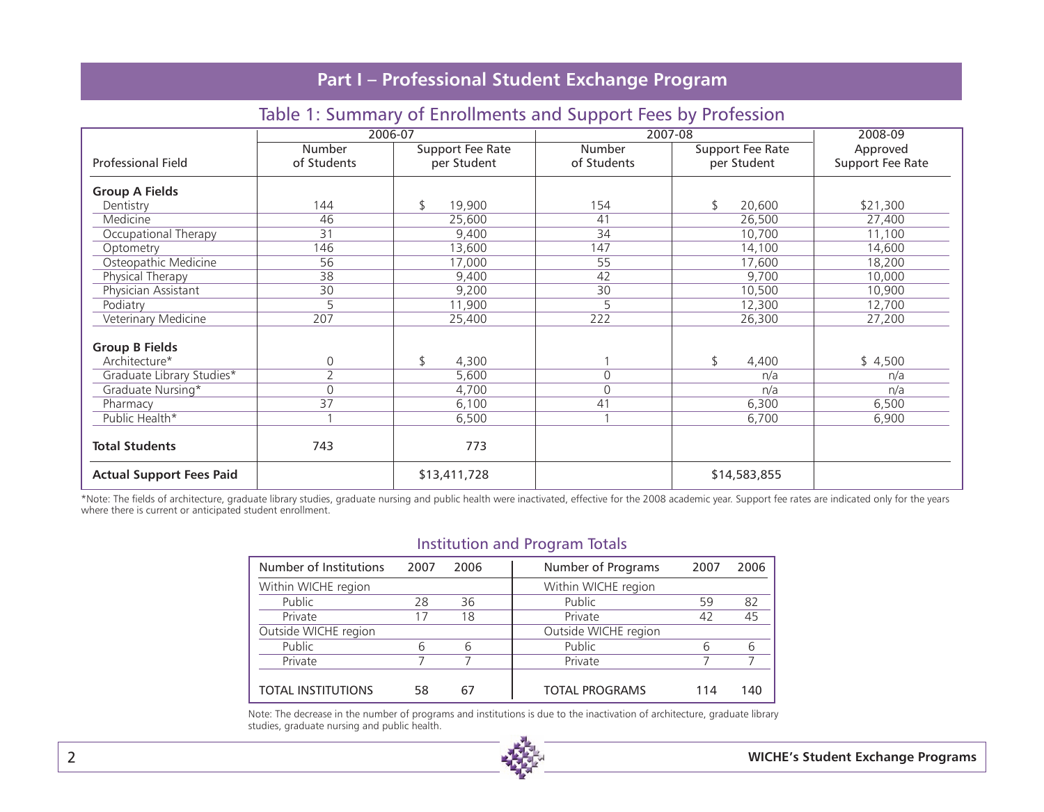# Part I – Professional Student Exchange Program

## Table 1: Summary of Enrollments and Support Fees by Profession

| | 2006-07 | | 2007-08 | | 2008-09 |
|---|---|---|---|---|---|
| Professional Field | Number of Students | Support Fee Rate per Student | Number of Students | Support Fee Rate per Student | Approved Support Fee Rate |
| **Group A Fields** | | | | | |
| Dentistry | 144 | $ 19,900 | 154 | $ 20,600 | $21,300 |
| Medicine | 46 | 25,600 | 41 | 26,500 | 27,400 |
| Occupational Therapy | 31 | 9,400 | 34 | 10,700 | 11,100 |
| Optometry | 146 | 13,600 | 147 | 14,100 | 14,600 |
| Osteopathic Medicine | 56 | 17,000 | 55 | 17,600 | 18,200 |
| Physical Therapy | 38 | 9,400 | 42 | 9,700 | 10,000 |
| Physician Assistant | 30 | 9,200 | 30 | 10,500 | 10,900 |
| Podiatry | 5 | 11,900 | 5 | 12,300 | 12,700 |
| Veterinary Medicine | 207 | 25,400 | 222 | 26,300 | 27,200 |
| **Group B Fields** | | | | | |
| Architecture* | 0 | $ 4,300 | 1 | $ 4,400 | $ 4,500 |
| Graduate Library Studies* | 2 | 5,600 | 0 | n/a | n/a |
| Graduate Nursing* | 0 | 4,700 | 0 | n/a | n/a |
| Pharmacy | 37 | 6,100 | 41 | 6,300 | 6,500 |
| Public Health* | 1 | 6,500 | 1 | 6,700 | 6,900 |
| **Total Students** | 743 | 773 | | | |
| **Actual Support Fees Paid** | | $13,411,728 | | $14,583,855 | |

*Note: The fields of architecture, graduate library studies, graduate nursing and public health were inactivated, effective for the 2008 academic year. Support fee rates are indicated only for the years where there is current or anticipated student enrollment.

### Institution and Program Totals

| Number of Institutions | 2007 | 2006 | Number of Programs | 2007 | 2006 |
|---|---|---|---|---|---|
| Within WICHE region | | | Within WICHE region | | |
| Public | 28 | 36 | Public | 59 | 82 |
| Private | 17 | 18 | Private | 42 | 45 |
| Outside WICHE region | | | Outside WICHE region | | |
| Public | 6 | 6 | Public | 6 | 6 |
| Private | 7 | 7 | Private | 7 | 7 |
| TOTAL INSTITUTIONS | 58 | 67 | TOTAL PROGRAMS | 114 | 140 |

Note: The decrease in the number of programs and institutions is due to the inactivation of architecture, graduate library studies, graduate nursing and public health.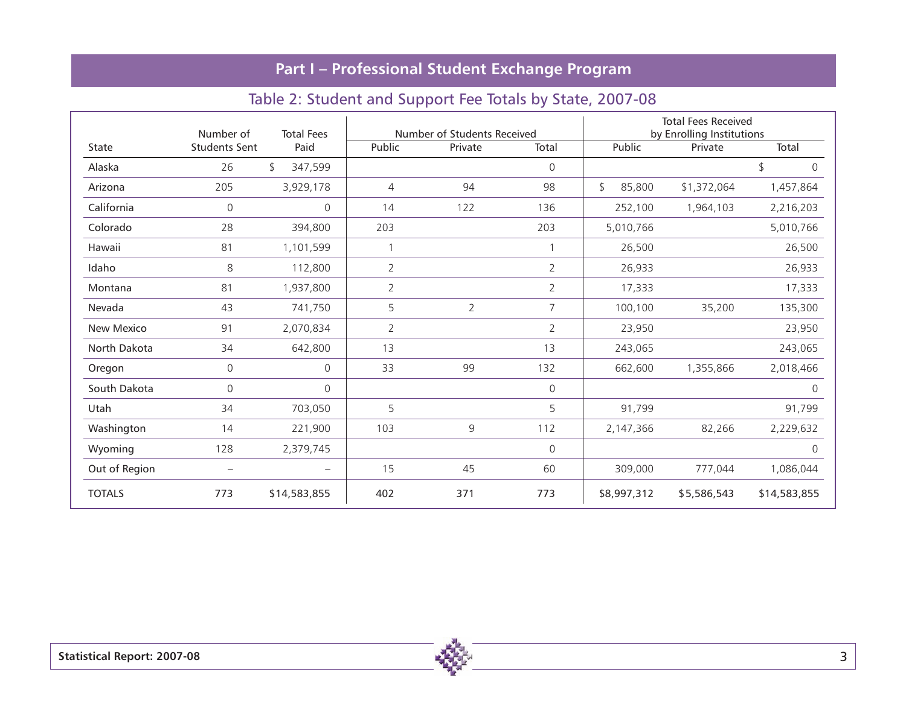## Part I – Professional Student Exchange Program

### Table 2: Student and Support Fee Totals by State, 2007-08

| State | Number of Students Sent | Total Fees Paid | Number of Students Received | | | Total Fees Received by Enrolling Institutions | | |
|---|---|---|---|---|---|---|---|---|
| | | | Public | Private | Total | Public | Private | Total |
| Alaska | 26 | $ 347,599 | | | 0 | | | $ 0 |
| Arizona | 205 | 3,929,178 | 4 | 94 | 98 | $ 85,800 | $1,372,064 | 1,457,864 |
| California | 0 | 0 | 14 | 122 | 136 | 252,100 | 1,964,103 | 2,216,203 |
| Colorado | 28 | 394,800 | 203 | | 203 | 5,010,766 | | 5,010,766 |
| Hawaii | 81 | 1,101,599 | 1 | | 1 | 26,500 | | 26,500 |
| Idaho | 8 | 112,800 | 2 | | 2 | 26,933 | | 26,933 |
| Montana | 81 | 1,937,800 | 2 | | 2 | 17,333 | | 17,333 |
| Nevada | 43 | 741,750 | 5 | 2 | 7 | 100,100 | 35,200 | 135,300 |
| New Mexico | 91 | 2,070,834 | 2 | | 2 | 23,950 | | 23,950 |
| North Dakota | 34 | 642,800 | 13 | | 13 | 243,065 | | 243,065 |
| Oregon | 0 | 0 | 33 | 99 | 132 | 662,600 | 1,355,866 | 2,018,466 |
| South Dakota | 0 | 0 | | | 0 | | | 0 |
| Utah | 34 | 703,050 | 5 | | 5 | 91,799 | | 91,799 |
| Washington | 14 | 221,900 | 103 | 9 | 112 | 2,147,366 | 82,266 | 2,229,632 |
| Wyoming | 128 | 2,379,745 | | | 0 | | | 0 |
| Out of Region | – | – | 15 | 45 | 60 | 309,000 | 777,044 | 1,086,044 |
| TOTALS | 773 | $14,583,855 | 402 | 371 | 773 | $8,997,312 | $5,586,543 | $14,583,855 |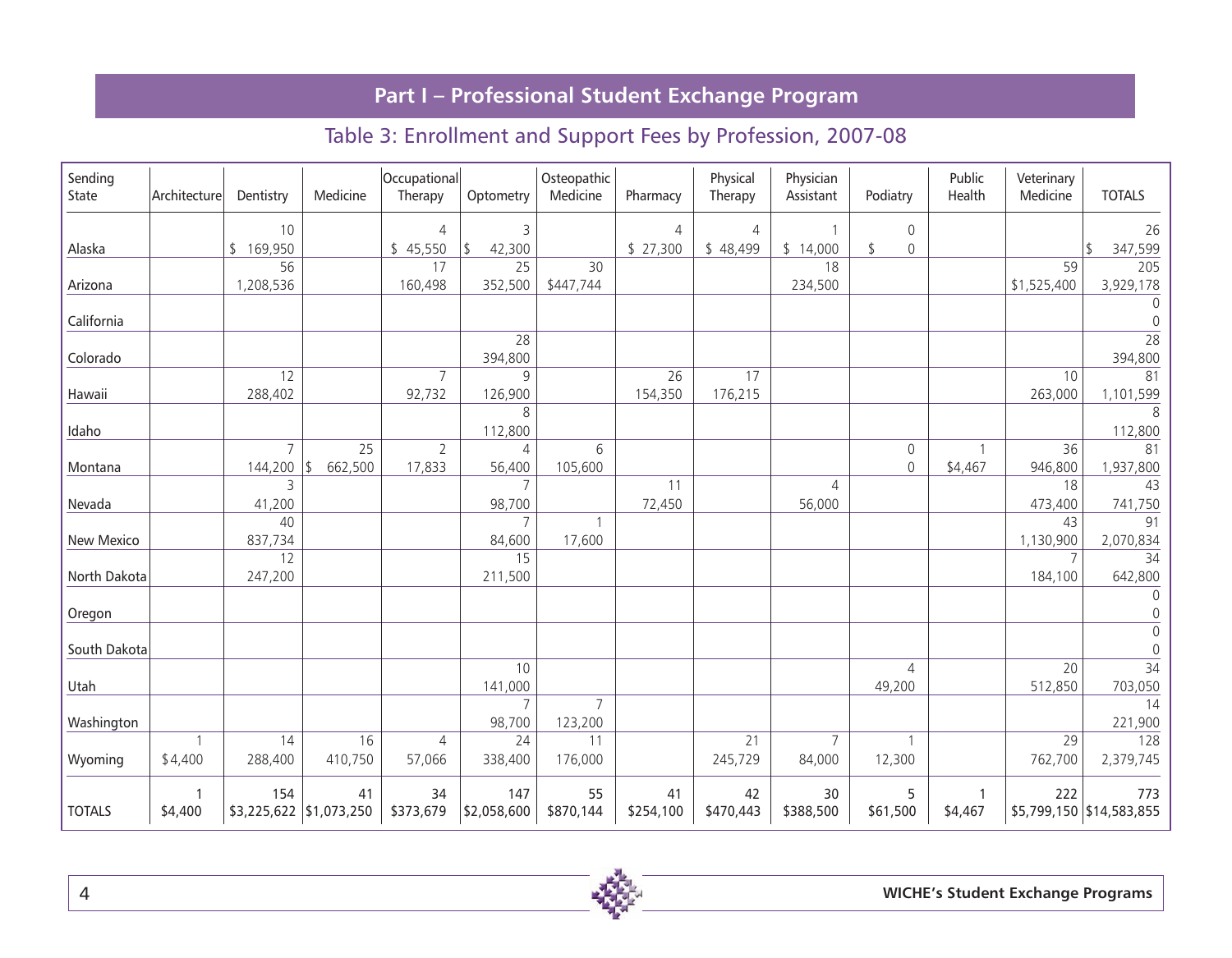# Part I – Professional Student Exchange Program

## Table 3: Enrollment and Support Fees by Profession, 2007-08

| Sending State | Architecture | Dentistry | Medicine | Occupational Therapy | Optometry | Osteopathic Medicine | Pharmacy | Physical Therapy | Physician Assistant | Podiatry | Public Health | Veterinary Medicine | TOTALS |
|---|---|---|---|---|---|---|---|---|---|---|---|---|---|
| Alaska | | 10<br>$ 169,950 | | 4<br>$ 45,550 | 3<br>$ 42,300 | | 4<br>$ 27,300 | 4<br>$ 48,499 | 1<br>$ 14,000 | 0<br>$ 0 | | | 26<br>$ 347,599 |
| Arizona | | 56<br>1,208,536 | | 17<br>160,498 | 25<br>352,500 | 30<br>$447,744 | | | 18<br>234,500 | | | 59<br>$1,525,400 | 205<br>3,929,178 |
| California | | | | | | | | | | | | | 0<br>0 |
| Colorado | | | | | 28<br>394,800 | | | | | | | | 28<br>394,800 |
| Hawaii | | 12<br>288,402 | | 7<br>92,732 | 9<br>126,900 | | 26<br>154,350 | 17<br>176,215 | | | | 10<br>263,000 | 81<br>1,101,599 |
| Idaho | | | | | 8<br>112,800 | | | | | | | | 8<br>112,800 |
| Montana | | 7<br>144,200 | 25<br>$ 662,500 | 2<br>17,833 | 4<br>56,400 | 6<br>105,600 | | | | 0<br>0 | 1<br>$4,467 | 36<br>946,800 | 81<br>1,937,800 |
| Nevada | | 3<br>41,200 | | | 7<br>98,700 | | 11<br>72,450 | | 4<br>56,000 | | | 18<br>473,400 | 43<br>741,750 |
| New Mexico | | 40<br>837,734 | | | 7<br>84,600 | 1<br>17,600 | | | | | | 43<br>1,130,900 | 91<br>2,070,834 |
| North Dakota | | 12<br>247,200 | | | 15<br>211,500 | | | | | | | 7<br>184,100 | 34<br>642,800 |
| Oregon | | | | | | | | | | | | | 0<br>0 |
| South Dakota | | | | | | | | | | | | | 0<br>0 |
| Utah | | | | | 10<br>141,000 | | | | | 4<br>49,200 | | 20<br>512,850 | 34<br>703,050 |
| Washington | | | | | 7<br>98,700 | 7<br>123,200 | | | | | | | 14<br>221,900 |
| Wyoming | 1<br>$4,400 | 14<br>288,400 | 16<br>410,750 | 4<br>57,066 | 24<br>338,400 | 11<br>176,000 | | 21<br>245,729 | 7<br>84,000 | 1<br>12,300 | | 29<br>762,700 | 128<br>2,379,745 |
| TOTALS | 1<br>$4,400 | 154<br>$3,225,622 | 41<br>$1,073,250 | 34<br>$373,679 | 147<br>$2,058,600 | 55<br>$870,144 | 41<br>$254,100 | 42<br>$470,443 | 30<br>$388,500 | 5<br>$61,500 | 1<br>$4,467 | 222<br>$5,799,150 | 773<br>$14,583,855 |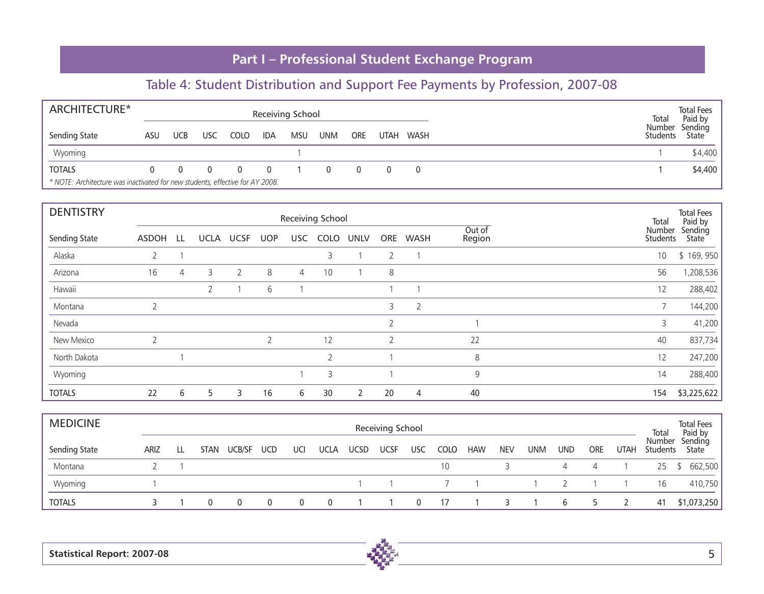# Part I – Professional Student Exchange Program

## Table 4: Student Distribution and Support Fee Payments by Profession, 2007-08

| ARCHITECTURE* | Receiving School | | | | | | | | | | | |
|---|---|---|---|---|---|---|---|---|---|---|---|---|
| Sending State | ASU | UCB | USC | COLO | IDA | MSU | UNM | ORE | UTAH | WASH | Total Number Students | Total Fees Paid by Sending State |
| Wyoming | | | | | | 1 | | | | | 1 | $4,400 |
| TOTALS | 0 | 0 | 0 | 0 | 0 | 1 | 0 | 0 | 0 | 0 | 1 | $4,400 |

*\* NOTE: Architecture was inactivated for new students, effective for AY 2008.*

| DENTISTRY | Receiving School | | | | | | | | | | | | |
|---|---|---|---|---|---|---|---|---|---|---|---|---|---|
| Sending State | ASDOH | LL | UCLA | UCSF | UOP | USC | COLO | UNLV | ORE | WASH | Out of Region | Total Number Students | Total Fees Paid by Sending State |
| Alaska | 2 | 1 | | | | | 3 | 1 | 2 | 1 | | 10 | $ 169, 950 |
| Arizona | 16 | 4 | 3 | 2 | 8 | 4 | 10 | 1 | 8 | | | 56 | 1,208,536 |
| Hawaii | | | 2 | 1 | 6 | 1 | | | 1 | 1 | | 12 | 288,402 |
| Montana | 2 | | | | | | | | 3 | 2 | | 7 | 144,200 |
| Nevada | | | | | | | | | 2 | | 1 | 3 | 41,200 |
| New Mexico | 2 | | | | 2 | | 12 | | 2 | | 22 | 40 | 837,734 |
| North Dakota | | 1 | | | | | 2 | | 1 | | 8 | 12 | 247,200 |
| Wyoming | | | | | | 1 | 3 | | 1 | | 9 | 14 | 288,400 |
| TOTALS | 22 | 6 | 5 | 3 | 16 | 6 | 30 | 2 | 20 | 4 | 40 | 154 | $3,225,622 |

| MEDICINE | Receiving School | | | | | | | | | | | | | | | | | | |
|---|---|---|---|---|---|---|---|---|---|---|---|---|---|---|---|---|---|---|---|
| Sending State | ARIZ | LL | STAN | UCB/SF | UCD | UCI | UCLA | UCSD | UCSF | USC | COLO | HAW | NEV | UNM | UND | ORE | UTAH | Total Number Students | Total Fees Paid by Sending State |
| Montana | 2 | 1 | | | | | | | | | 10 | | 3 | | 4 | 4 | 1 | 25 | $ 662,500 |
| Wyoming | 1 | | | | | | | 1 | 1 | | 7 | 1 | | 1 | 2 | 1 | 1 | 16 | 410,750 |
| TOTALS | 3 | 1 | 0 | 0 | 0 | 0 | 0 | 1 | 1 | 0 | 17 | 1 | 3 | 1 | 6 | 5 | 2 | 41 | $1,073,250 |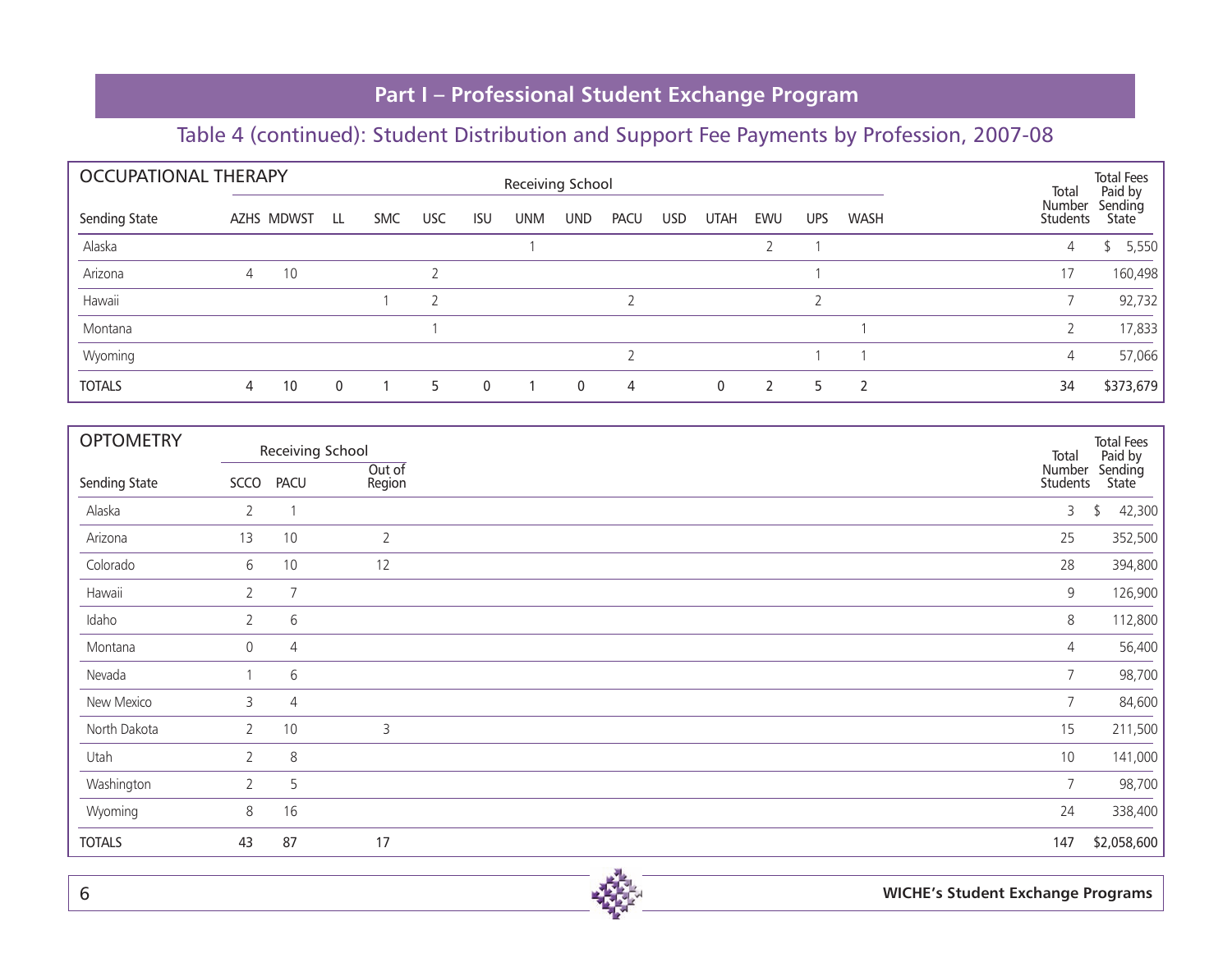## Part I – Professional Student Exchange Program

### Table 4 (continued): Student Distribution and Support Fee Payments by Profession, 2007-08

| OCCUPATIONAL THERAPY | Receiving School | | | | | | | | | | | | | | Total Number Students | Total Fees Paid by Sending State |
|---|---|---|---|---|---|---|---|---|---|---|---|---|---|---|---|---|
| Sending State | AZHS | MDWST | LL | SMC | USC | ISU | UNM | UND | PACU | USD | UTAH | EWU | UPS | WASH | | |
| Alaska | | | | | | | 1 | | | | | 2 | 1 | | 4 | $ 5,550 |
| Arizona | 4 | 10 | | | 2 | | | | | | | | 1 | | 17 | 160,498 |
| Hawaii | | | | 1 | 2 | | | | 2 | | | | 2 | | 7 | 92,732 |
| Montana | | | | | 1 | | | | | | | | | 1 | 2 | 17,833 |
| Wyoming | | | | | | | | | 2 | | | | 1 | 1 | 4 | 57,066 |
| **TOTALS** | 4 | 10 | 0 | 1 | 5 | 0 | 1 | 0 | 4 | | 0 | 2 | 5 | 2 | 34 | $373,679 |

| OPTOMETRY | Receiving School | | | Total Number Students | Total Fees Paid by Sending State |
|---|---|---|---|---|---|
| Sending State | SCCO | PACU | Out of Region | | |
| Alaska | 2 | 1 | | 3 | $ 42,300 |
| Arizona | 13 | 10 | 2 | 25 | 352,500 |
| Colorado | 6 | 10 | 12 | 28 | 394,800 |
| Hawaii | 2 | 7 | | 9 | 126,900 |
| Idaho | 2 | 6 | | 8 | 112,800 |
| Montana | 0 | 4 | | 4 | 56,400 |
| Nevada | 1 | 6 | | 7 | 98,700 |
| New Mexico | 3 | 4 | | 7 | 84,600 |
| North Dakota | 2 | 10 | 3 | 15 | 211,500 |
| Utah | 2 | 8 | | 10 | 141,000 |
| Washington | 2 | 5 | | 7 | 98,700 |
| Wyoming | 8 | 16 | | 24 | 338,400 |
| **TOTALS** | 43 | 87 | 17 | 147 | $2,058,600 |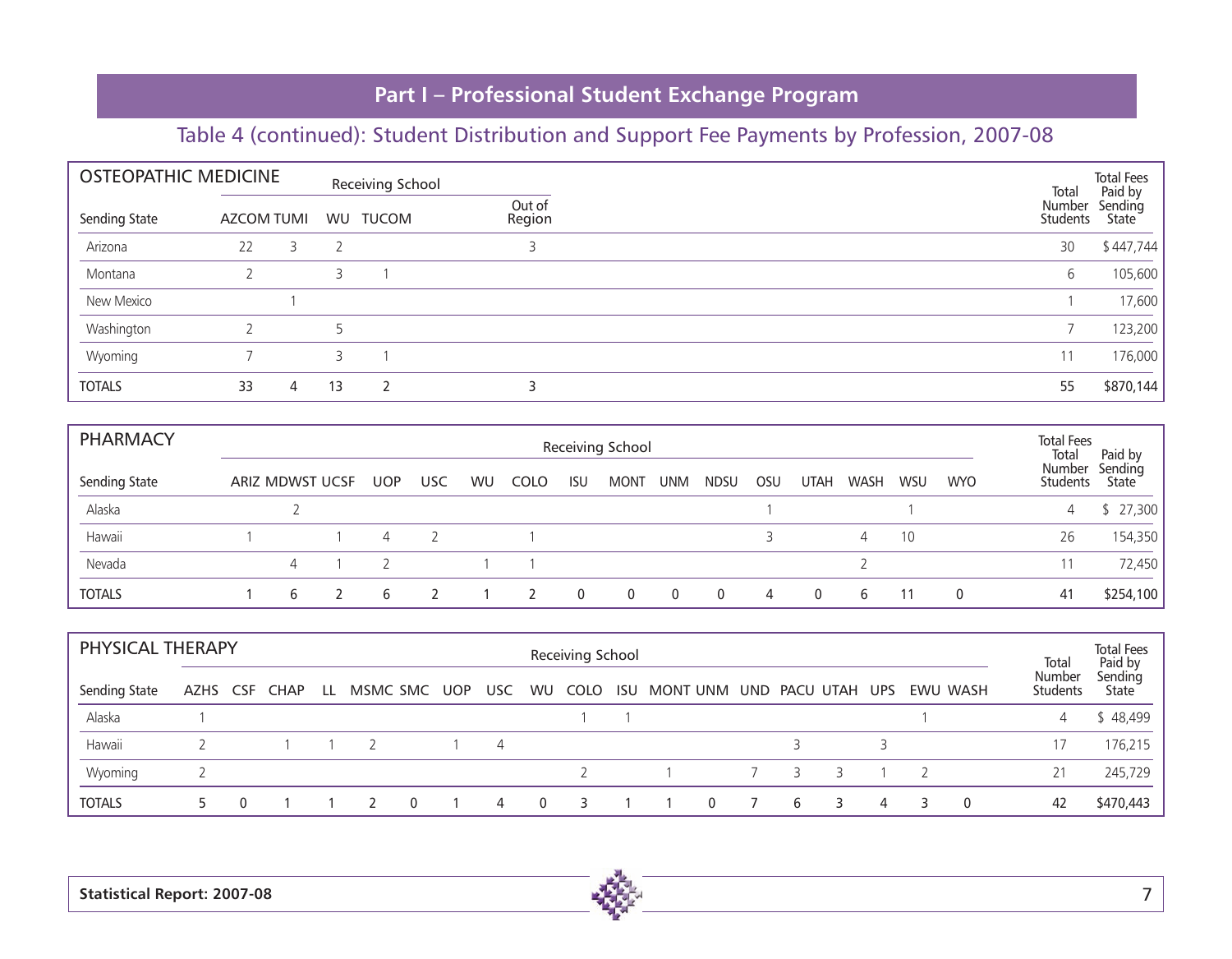# Part I – Professional Student Exchange Program

## Table 4 (continued): Student Distribution and Support Fee Payments by Profession, 2007-08

### OSTEOPATHIC MEDICINE

| Sending State | Receiving School: AZCOM | TUMI | WU | TUCOM | Out of Region | Total Number Students | Total Fees Paid by Sending State |
|---|---|---|---|---|---|---|---|
| Arizona | 22 | 3 | 2 | | 3 | 30 | $ 447,744 |
| Montana | 2 | | 3 | 1 | | 6 | 105,600 |
| New Mexico | | 1 | | | | 1 | 17,600 |
| Washington | 2 | | 5 | | | 7 | 123,200 |
| Wyoming | 7 | | 3 | 1 | | 11 | 176,000 |
| TOTALS | 33 | 4 | 13 | 2 | 3 | 55 | $870,144 |

### PHARMACY

| Sending State | Receiving School: ARIZ | MDWST | UCSF | UOP | USC | WU | COLO | ISU | MONT | UNM | NDSU | OSU | UTAH | WASH | WSU | WYO | Total Number Students | Total Fees Paid by Sending State |
|---|---|---|---|---|---|---|---|---|---|---|---|---|---|---|---|---|---|---|
| Alaska | | 2 | | | | | | | | | | 1 | | | 1 | | 4 | $ 27,300 |
| Hawaii | 1 | | 1 | 4 | 2 | | 1 | | | | | 3 | | 4 | 10 | | 26 | 154,350 |
| Nevada | | 4 | 1 | 2 | | 1 | 1 | | | | | | | 2 | | | 11 | 72,450 |
| TOTALS | 1 | 6 | 2 | 6 | 2 | 1 | 2 | 0 | 0 | 0 | 0 | 4 | 0 | 6 | 11 | 0 | 41 | $254,100 |

### PHYSICAL THERAPY

| Sending State | Receiving School: AZHS | CSF | CHAP | LL | MSMC | SMC | UOP | USC | WU | COLO | ISU | MONT | UNM | UND | PACU | UTAH | UPS | EWU | WASH | Total Number Students | Total Fees Paid by Sending State |
|---|---|---|---|---|---|---|---|---|---|---|---|---|---|---|---|---|---|---|---|---|---|
| Alaska | 1 | | | | | | | | | 1 | 1 | | | | | | | 1 | | 4 | $ 48,499 |
| Hawaii | 2 | | 1 | 1 | 2 | | 1 | 4 | | | | | | | 3 | | 3 | | | 17 | 176,215 |
| Wyoming | 2 | | | | | | | | | 2 | | 1 | | 7 | 3 | 3 | 1 | 2 | | 21 | 245,729 |
| TOTALS | 5 | 0 | 1 | 1 | 2 | 0 | 1 | 4 | 0 | 3 | 1 | 1 | 0 | 7 | 6 | 3 | 4 | 3 | 0 | 42 | $470,443 |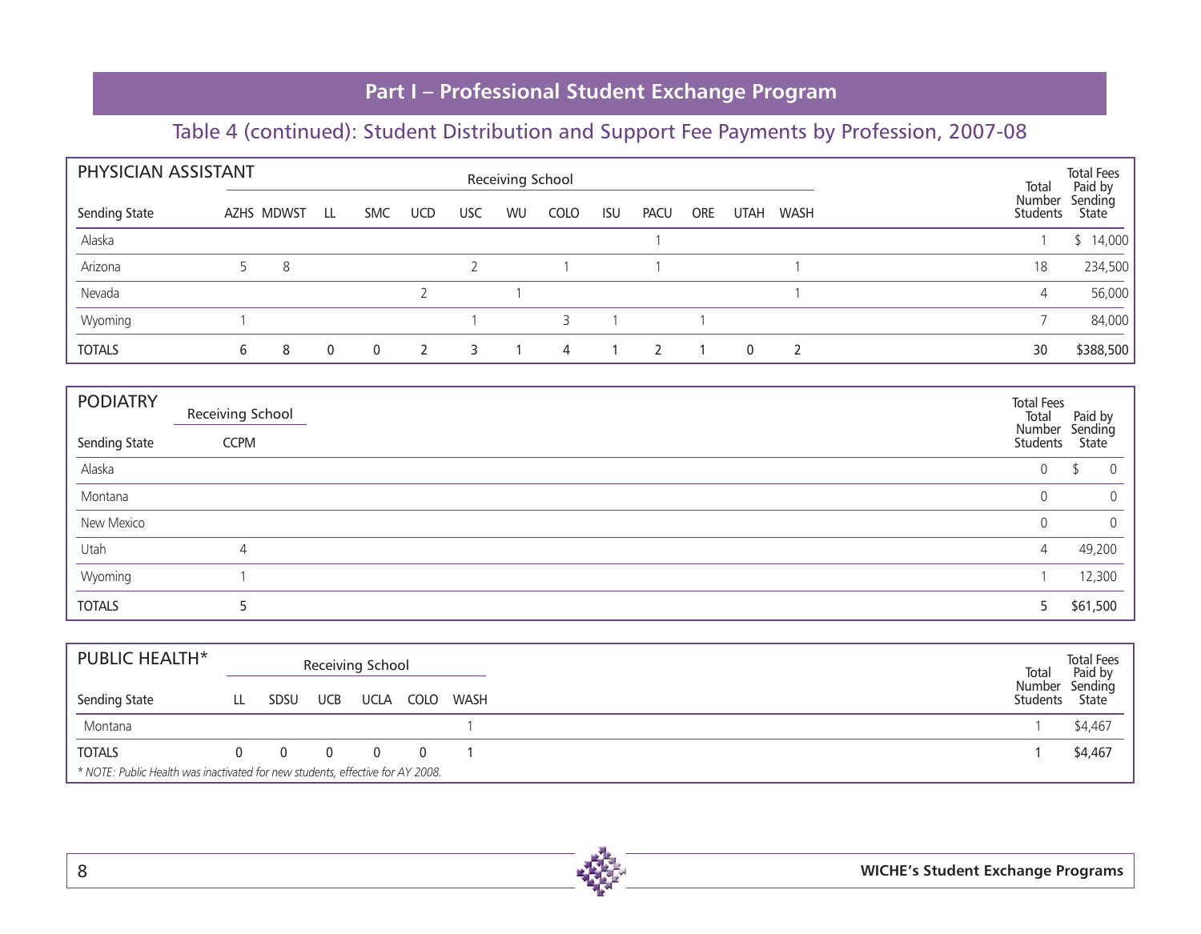## Part I – Professional Student Exchange Program

### Table 4 (continued): Student Distribution and Support Fee Payments by Profession, 2007-08

| PHYSICIAN ASSISTANT | Receiving School | | | | | | | | | | | | | | |
|---|---|---|---|---|---|---|---|---|---|---|---|---|---|---|---|
| Sending State | AZHS | MDWST | LL | SMC | UCD | USC | WU | COLO | ISU | PACU | ORE | UTAH | WASH | Total Number Students | Total Fees Paid by Sending State |
| Alaska | | | | | | | | | | 1 | | | | 1 | $ 14,000 |
| Arizona | 5 | 8 | | | | 2 | | 1 | | 1 | | | 1 | 18 | 234,500 |
| Nevada | | | | | 2 | | 1 | | | | | | 1 | 4 | 56,000 |
| Wyoming | 1 | | | | | 1 | | 3 | 1 | | 1 | | | 7 | 84,000 |
| TOTALS | 6 | 8 | 0 | 0 | 2 | 3 | 1 | 4 | 1 | 2 | 1 | 0 | 2 | 30 | $388,500 |

| PODIATRY | Receiving School | | |
|---|---|---|---|
| Sending State | CCPM | Total Number Students | Total Fees Paid by Sending State |
| Alaska | | 0 | $ 0 |
| Montana | | 0 | 0 |
| New Mexico | | 0 | 0 |
| Utah | 4 | 4 | 49,200 |
| Wyoming | 1 | 1 | 12,300 |
| TOTALS | 5 | 5 | $61,500 |

| PUBLIC HEALTH* | Receiving School | | | | | | | |
|---|---|---|---|---|---|---|---|---|
| Sending State | LL | SDSU | UCB | UCLA | COLO | WASH | Total Number Students | Total Fees Paid by Sending State |
| Montana | | | | | | 1 | 1 | $4,467 |
| TOTALS | 0 | 0 | 0 | 0 | 0 | 1 | 1 | $4,467 |

*\* NOTE: Public Health was inactivated for new students, effective for AY 2008.*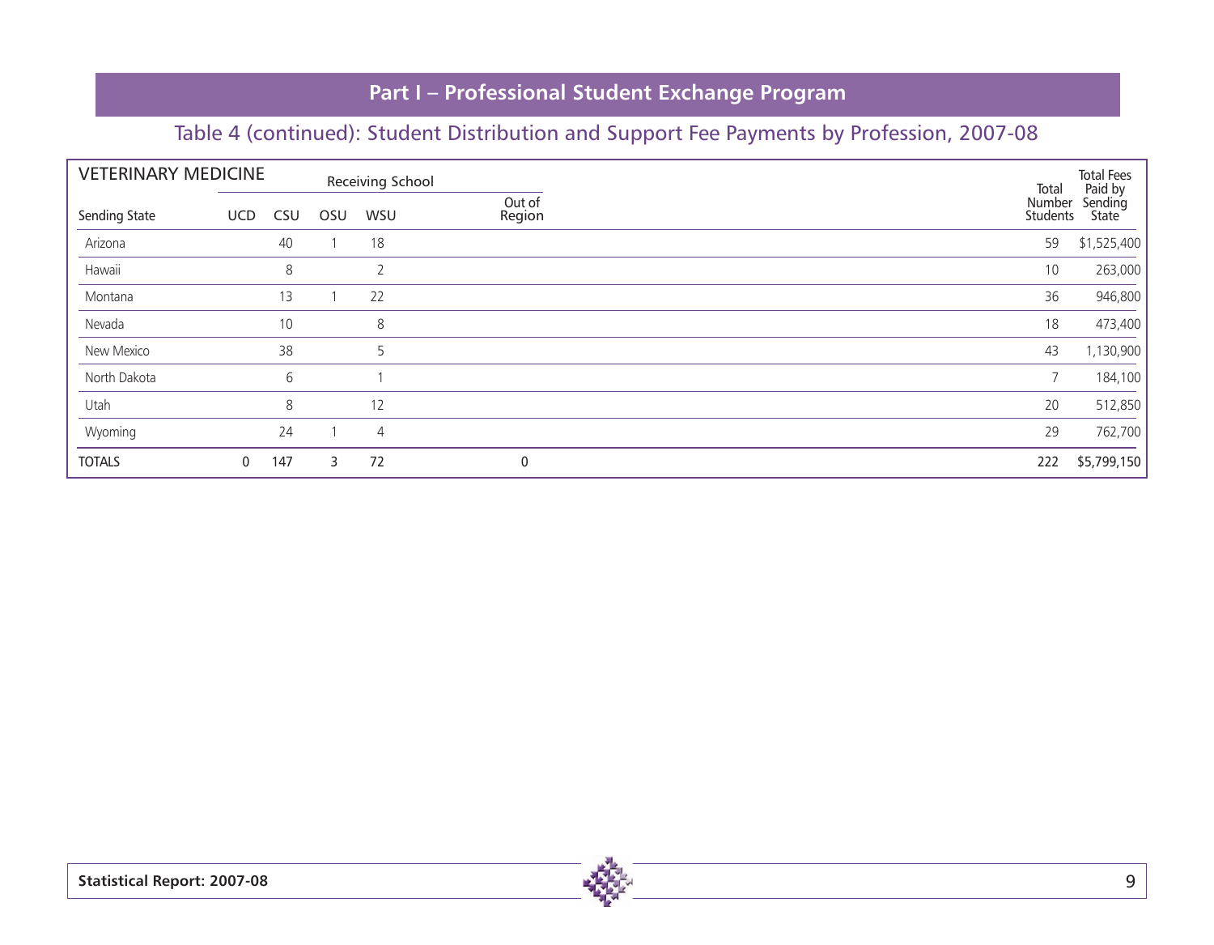## Part I – Professional Student Exchange Program

### Table 4 (continued): Student Distribution and Support Fee Payments by Profession, 2007-08

| VETERINARY MEDICINE | Receiving School | | | | | | |
|---|---|---|---|---|---|---|---|
| Sending State | UCD | CSU | OSU | WSU | Out of Region | Total Number Students | Total Fees Paid by Sending State |
| Arizona | | 40 | 1 | 18 | | 59 | $1,525,400 |
| Hawaii | | 8 | | 2 | | 10 | 263,000 |
| Montana | | 13 | 1 | 22 | | 36 | 946,800 |
| Nevada | | 10 | | 8 | | 18 | 473,400 |
| New Mexico | | 38 | | 5 | | 43 | 1,130,900 |
| North Dakota | | 6 | | 1 | | 7 | 184,100 |
| Utah | | 8 | | 12 | | 20 | 512,850 |
| Wyoming | | 24 | 1 | 4 | | 29 | 762,700 |
| TOTALS | 0 | 147 | 3 | 72 | 0 | 222 | $5,799,150 |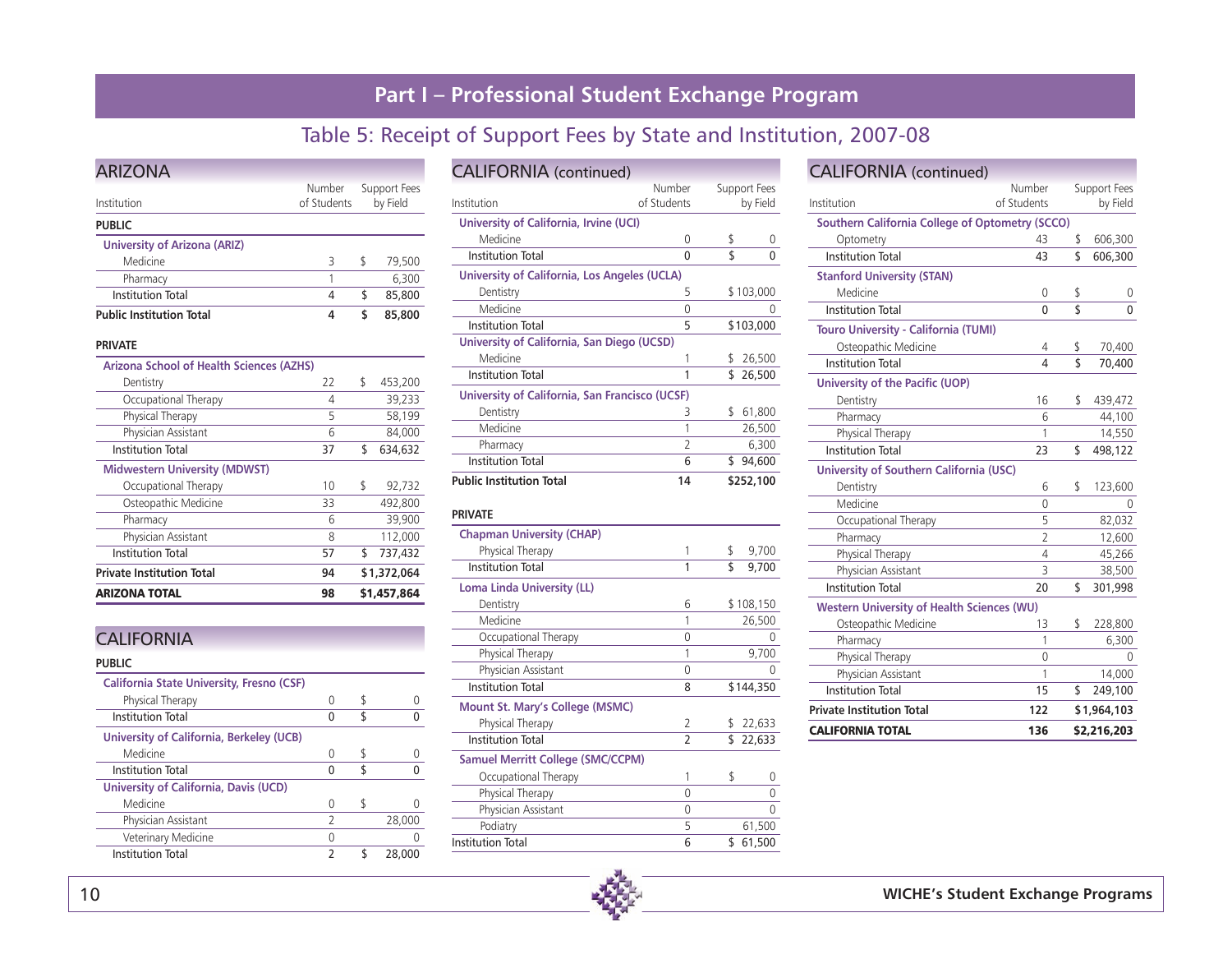# Part I – Professional Student Exchange Program

## Table 5: Receipt of Support Fees by State and Institution, 2007-08

### ARIZONA

| Institution | Number of Students | Support Fees by Field |
|---|---|---|
| **PUBLIC** | | |
| **University of Arizona (ARIZ)** | | |
| Medicine | 3 | $ 79,500 |
| Pharmacy | 1 | 6,300 |
| Institution Total | 4 | $ 85,800 |
| **Public Institution Total** | **4** | **$ 85,800** |
| **PRIVATE** | | |
| **Arizona School of Health Sciences (AZHS)** | | |
| Dentistry | 22 | $ 453,200 |
| Occupational Therapy | 4 | 39,233 |
| Physical Therapy | 5 | 58,199 |
| Physician Assistant | 6 | 84,000 |
| Institution Total | 37 | $ 634,632 |
| **Midwestern University (MDWST)** | | |
| Occupational Therapy | 10 | $ 92,732 |
| Osteopathic Medicine | 33 | 492,800 |
| Pharmacy | 6 | 39,900 |
| Physician Assistant | 8 | 112,000 |
| Institution Total | 57 | $ 737,432 |
| **Private Institution Total** | **94** | **$1,372,064** |
| **ARIZONA TOTAL** | **98** | **$1,457,864** |

### CALIFORNIA

| Institution | Number of Students | Support Fees by Field |
|---|---|---|
| **PUBLIC** | | |
| **California State University, Fresno (CSF)** | | |
| Physical Therapy | 0 | $ 0 |
| Institution Total | 0 | $ 0 |
| **University of California, Berkeley (UCB)** | | |
| Medicine | 0 | $ 0 |
| Institution Total | 0 | $ 0 |
| **University of California, Davis (UCD)** | | |
| Medicine | 0 | $ 0 |
| Physician Assistant | 2 | 28,000 |
| Veterinary Medicine | 0 | 0 |
| Institution Total | 2 | $ 28,000 |
| **University of California, Irvine (UCI)** | | |
| Medicine | 0 | $ 0 |
| Institution Total | 0 | $ 0 |
| **University of California, Los Angeles (UCLA)** | | |
| Dentistry | 5 | $ 103,000 |
| Medicine | 0 | 0 |
| Institution Total | 5 | $ 103,000 |
| **University of California, San Diego (UCSD)** | | |
| Medicine | 1 | $ 26,500 |
| Institution Total | 1 | $ 26,500 |
| **University of California, San Francisco (UCSF)** | | |
| Dentistry | 3 | $ 61,800 |
| Medicine | 1 | 26,500 |
| Pharmacy | 2 | 6,300 |
| Institution Total | 6 | $ 94,600 |
| **Public Institution Total** | **14** | **$252,100** |
| **PRIVATE** | | |
| **Chapman University (CHAP)** | | |
| Physical Therapy | 1 | $ 9,700 |
| Institution Total | 1 | $ 9,700 |
| **Loma Linda University (LL)** | | |
| Dentistry | 6 | $ 108,150 |
| Medicine | 1 | 26,500 |
| Occupational Therapy | 0 | 0 |
| Physical Therapy | 1 | 9,700 |
| Physician Assistant | 0 | 0 |
| Institution Total | 8 | $ 144,350 |
| **Mount St. Mary's College (MSMC)** | | |
| Physical Therapy | 2 | $ 22,633 |
| Institution Total | 2 | $ 22,633 |
| **Samuel Merritt College (SMC/CCPM)** | | |
| Occupational Therapy | 1 | $ 0 |
| Physical Therapy | 0 | 0 |
| Physician Assistant | 0 | 0 |
| Podiatry | 5 | 61,500 |
| Institution Total | 6 | $ 61,500 |
| **Southern California College of Optometry (SCCO)** | | |
| Optometry | 43 | $ 606,300 |
| Institution Total | 43 | $ 606,300 |
| **Stanford University (STAN)** | | |
| Medicine | 0 | $ 0 |
| Institution Total | 0 | $ 0 |
| **Touro University - California (TUMI)** | | |
| Osteopathic Medicine | 4 | $ 70,400 |
| Institution Total | 4 | $ 70,400 |
| **University of the Pacific (UOP)** | | |
| Dentistry | 16 | $ 439,472 |
| Pharmacy | 6 | 44,100 |
| Physical Therapy | 1 | 14,550 |
| Institution Total | 23 | $ 498,122 |
| **University of Southern California (USC)** | | |
| Dentistry | 6 | $ 123,600 |
| Medicine | 0 | 0 |
| Occupational Therapy | 5 | 82,032 |
| Pharmacy | 2 | 12,600 |
| Physical Therapy | 4 | 45,266 |
| Physician Assistant | 3 | 38,500 |
| Institution Total | 20 | $ 301,998 |
| **Western University of Health Sciences (WU)** | | |
| Osteopathic Medicine | 13 | $ 228,800 |
| Pharmacy | 1 | 6,300 |
| Physical Therapy | 0 | 0 |
| Physician Assistant | 1 | 14,000 |
| Institution Total | 15 | $ 249,100 |
| **Private Institution Total** | **122** | **$1,964,103** |
| **CALIFORNIA TOTAL** | **136** | **$2,216,203** |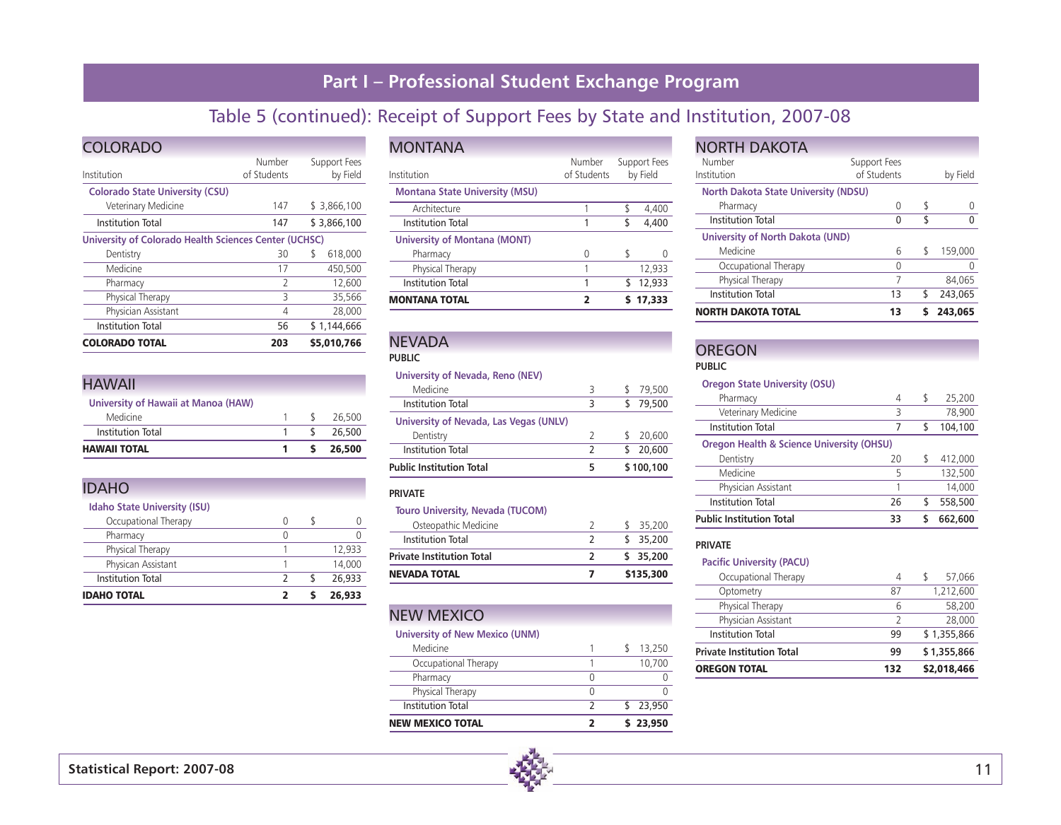# Part I – Professional Student Exchange Program

## Table 5 (continued): Receipt of Support Fees by State and Institution, 2007-08

### COLORADO

| Institution | Number of Students | Support Fees by Field |
|---|---|---|
| **Colorado State University (CSU)** | | |
| Veterinary Medicine | 147 | $ 3,866,100 |
| Institution Total | 147 | $ 3,866,100 |
| **University of Colorado Health Sciences Center (UCHSC)** | | |
| Dentistry | 30 | $ 618,000 |
| Medicine | 17 | 450,500 |
| Pharmacy | 2 | 12,600 |
| Physical Therapy | 3 | 35,566 |
| Physician Assistant | 4 | 28,000 |
| Institution Total | 56 | $ 1,144,666 |
| **COLORADO TOTAL** | **203** | **$5,010,766** |

### HAWAII

| Institution | Number of Students | Support Fees by Field |
|---|---|---|
| **University of Hawaii at Manoa (HAW)** | | |
| Medicine | 1 | $ 26,500 |
| Institution Total | 1 | $ 26,500 |
| **HAWAII TOTAL** | **1** | **$ 26,500** |

### IDAHO

| Institution | Number of Students | Support Fees by Field |
|---|---|---|
| **Idaho State University (ISU)** | | |
| Occupational Therapy | 0 | $ 0 |
| Pharmacy | 0 | 0 |
| Physical Therapy | 1 | 12,933 |
| Physican Assistant | 1 | 14,000 |
| Institution Total | 2 | $ 26,933 |
| **IDAHO TOTAL** | **2** | **$ 26,933** |

### MONTANA

| Institution | Number of Students | Support Fees by Field |
|---|---|---|
| **Montana State University (MSU)** | | |
| Architecture | 1 | $ 4,400 |
| Institution Total | 1 | $ 4,400 |
| **University of Montana (MONT)** | | |
| Pharmacy | 0 | $ 0 |
| Physical Therapy | 1 | 12,933 |
| Institution Total | 1 | $ 12,933 |
| **MONTANA TOTAL** | **2** | **$ 17,333** |

### NEVADA

| Institution | Number of Students | Support Fees by Field |
|---|---|---|
| **PUBLIC** | | |
| **University of Nevada, Reno (NEV)** | | |
| Medicine | 3 | $ 79,500 |
| Institution Total | 3 | $ 79,500 |
| **University of Nevada, Las Vegas (UNLV)** | | |
| Dentistry | 2 | $ 20,600 |
| Institution Total | 2 | $ 20,600 |
| **Public Institution Total** | **5** | **$ 100,100** |
| **PRIVATE** | | |
| **Touro University, Nevada (TUCOM)** | | |
| Osteopathic Medicine | 2 | $ 35,200 |
| Institution Total | 2 | $ 35,200 |
| **Private Institution Total** | **2** | **$ 35,200** |
| **NEVADA TOTAL** | **7** | **$135,300** |

### NEW MEXICO

| Institution | Number of Students | Support Fees by Field |
|---|---|---|
| **University of New Mexico (UNM)** | | |
| Medicine | 1 | $ 13,250 |
| Occupational Therapy | 1 | 10,700 |
| Pharmacy | 0 | 0 |
| Physical Therapy | 0 | 0 |
| Institution Total | 2 | $ 23,950 |
| **NEW MEXICO TOTAL** | **2** | **$ 23,950** |

### NORTH DAKOTA

| Institution | Number of Students | Support Fees by Field |
|---|---|---|
| **North Dakota State University (NDSU)** | | |
| Pharmacy | 0 | $ 0 |
| Institution Total | 0 | $ 0 |
| **University of North Dakota (UND)** | | |
| Medicine | 6 | $ 159,000 |
| Occupational Therapy | 0 | 0 |
| Physical Therapy | 7 | 84,065 |
| Institution Total | 13 | $ 243,065 |
| **NORTH DAKOTA TOTAL** | **13** | **$ 243,065** |

### OREGON

| Institution | Number of Students | Support Fees by Field |
|---|---|---|
| **PUBLIC** | | |
| **Oregon State University (OSU)** | | |
| Pharmacy | 4 | $ 25,200 |
| Veterinary Medicine | 3 | 78,900 |
| Institution Total | 7 | $ 104,100 |
| **Oregon Health & Science University (OHSU)** | | |
| Dentistry | 20 | $ 412,000 |
| Medicine | 5 | 132,500 |
| Physician Assistant | 1 | 14,000 |
| Institution Total | 26 | $ 558,500 |
| **Public Institution Total** | **33** | **$ 662,600** |
| **PRIVATE** | | |
| **Pacific University (PACU)** | | |
| Occupational Therapy | 4 | $ 57,066 |
| Optometry | 87 | 1,212,600 |
| Physical Therapy | 6 | 58,200 |
| Physician Assistant | 2 | 28,000 |
| Institution Total | 99 | $ 1,355,866 |
| **Private Institution Total** | **99** | **$ 1,355,866** |
| **OREGON TOTAL** | **132** | **$2,018,466** |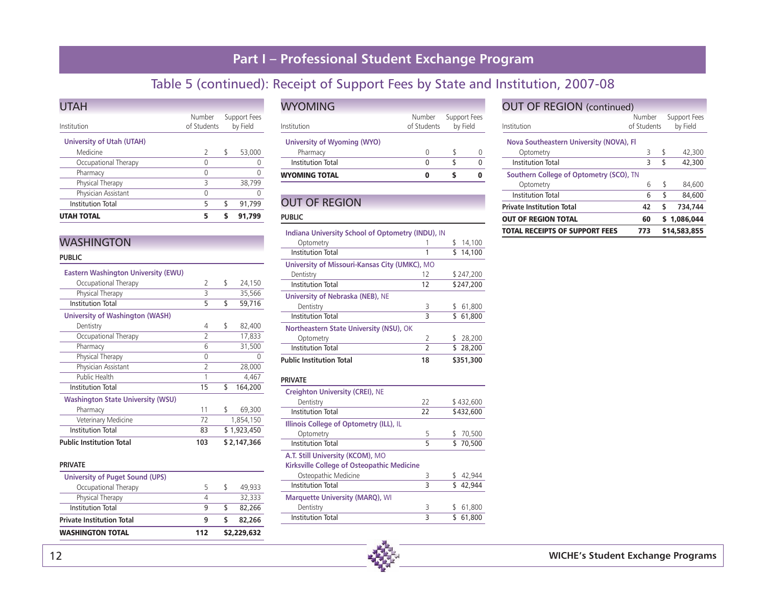## Part I – Professional Student Exchange Program

### Table 5 (continued): Receipt of Support Fees by State and Institution, 2007-08

#### UTAH

| Institution | Number of Students | Support Fees by Field |
|---|---|---|
| **University of Utah (UTAH)** | | |
| Medicine | 2 | $ 53,000 |
| Occupational Therapy | 0 | 0 |
| Pharmacy | 0 | 0 |
| Physical Therapy | 3 | 38,799 |
| Physician Assistant | 0 | 0 |
| Institution Total | 5 | $ 91,799 |
| **UTAH TOTAL** | **5** | **$ 91,799** |

#### WASHINGTON

| Institution | Number of Students | Support Fees by Field |
|---|---|---|
| **PUBLIC** | | |
| **Eastern Washington University (EWU)** | | |
| Occupational Therapy | 2 | $ 24,150 |
| Physical Therapy | 3 | 35,566 |
| Institution Total | 5 | $ 59,716 |
| **University of Washington (WASH)** | | |
| Dentistry | 4 | $ 82,400 |
| Occupational Therapy | 2 | 17,833 |
| Pharmacy | 6 | 31,500 |
| Physical Therapy | 0 | 0 |
| Physician Assistant | 2 | 28,000 |
| Public Health | 1 | 4,467 |
| Institution Total | 15 | $ 164,200 |
| **Washington State University (WSU)** | | |
| Pharmacy | 11 | $ 69,300 |
| Veterinary Medicine | 72 | 1,854,150 |
| Institution Total | 83 | $ 1,923,450 |
| **Public Institution Total** | **103** | **$ 2,147,366** |
| **PRIVATE** | | |
| **University of Puget Sound (UPS)** | | |
| Occupational Therapy | 5 | $ 49,933 |
| Physical Therapy | 4 | 32,333 |
| Institution Total | 9 | $ 82,266 |
| **Private Institution Total** | **9** | **$ 82,266** |
| **WASHINGTON TOTAL** | **112** | **$2,229,632** |

#### WYOMING

| Institution | Number of Students | Support Fees by Field |
|---|---|---|
| **University of Wyoming (WYO)** | | |
| Pharmacy | 0 | $ 0 |
| Institution Total | 0 | $ 0 |
| **WYOMING TOTAL** | **0** | **$ 0** |

#### OUT OF REGION

| Institution | Number of Students | Support Fees by Field |
|---|---|---|
| **PUBLIC** | | |
| **Indiana University School of Optometry (INDU), IN** | | |
| Optometry | 1 | $ 14,100 |
| Institution Total | 1 | $ 14,100 |
| **University of Missouri-Kansas City (UMKC), MO** | | |
| Dentistry | 12 | $ 247,200 |
| Institution Total | 12 | $ 247,200 |
| **University of Nebraska (NEB), NE** | | |
| Dentistry | 3 | $ 61,800 |
| Institution Total | 3 | $ 61,800 |
| **Northeastern State University (NSU), OK** | | |
| Optometry | 2 | $ 28,200 |
| Institution Total | 2 | $ 28,200 |
| **Public Institution Total** | **18** | **$351,300** |
| **PRIVATE** | | |
| **Creighton University (CREI), NE** | | |
| Dentistry | 22 | $ 432,600 |
| Institution Total | 22 | $ 432,600 |
| **Illinois College of Optometry (ILL), IL** | | |
| Optometry | 5 | $ 70,500 |
| Institution Total | 5 | $ 70,500 |
| **A.T. Still University (KCOM), MO Kirksville College of Osteopathic Medicine** | | |
| Osteopathic Medicine | 3 | $ 42,944 |
| Institution Total | 3 | $ 42,944 |
| **Marquette University (MARQ), WI** | | |
| Dentistry | 3 | $ 61,800 |
| Institution Total | 3 | $ 61,800 |
| **Nova Southeastern University (NOVA), Fl** | | |
| Optometry | 3 | $ 42,300 |
| Institution Total | 3 | $ 42,300 |
| **Southern College of Optometry (SCO), TN** | | |
| Optometry | 6 | $ 84,600 |
| Institution Total | 6 | $ 84,600 |
| **Private Institution Total** | **42** | **$ 734,744** |
| **OUT OF REGION TOTAL** | **60** | **$ 1,086,044** |
| **TOTAL RECEIPTS OF SUPPORT FEES** | **773** | **$14,583,855** |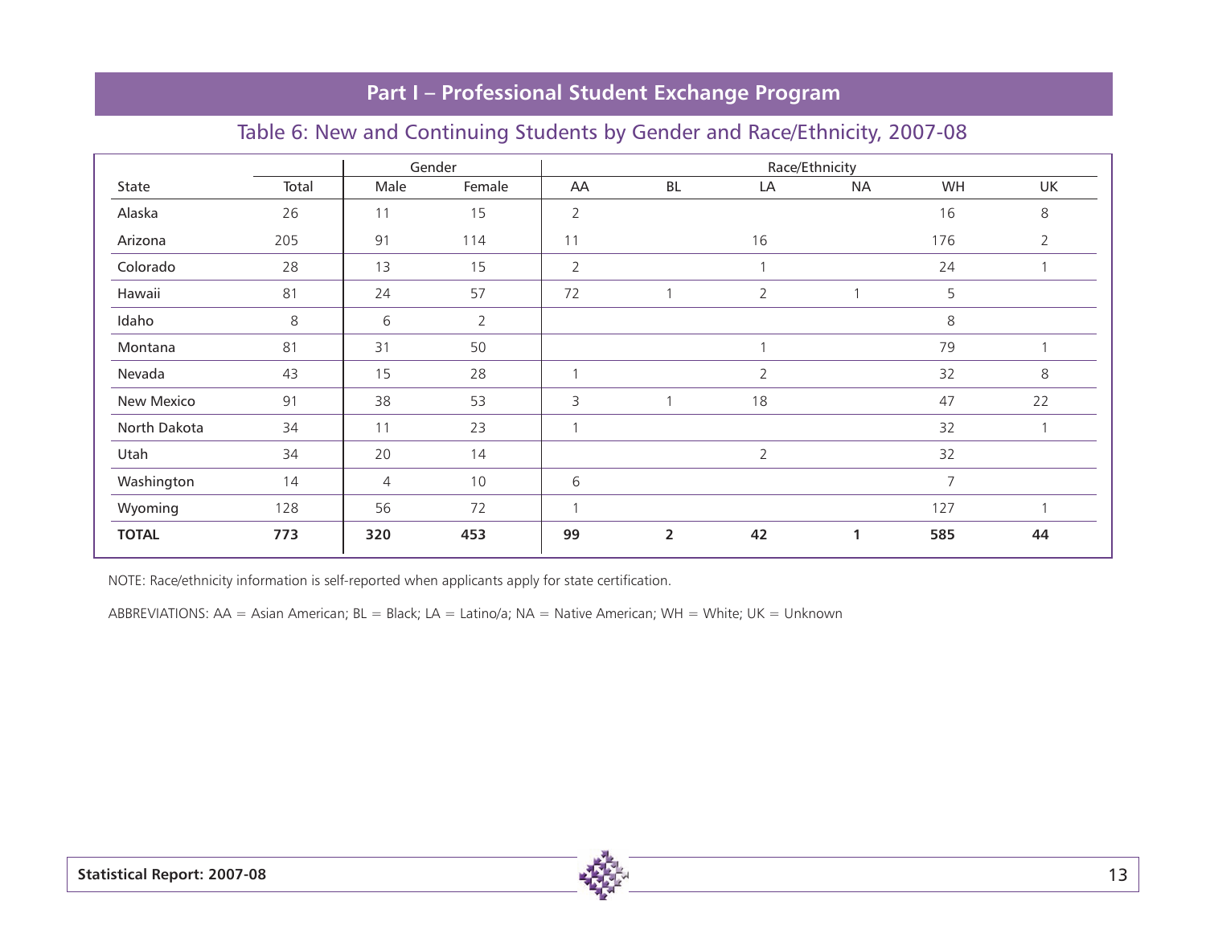## Part I – Professional Student Exchange Program

### Table 6: New and Continuing Students by Gender and Race/Ethnicity, 2007-08

| | | Gender | | Race/Ethnicity | | | | | |
|---|---|---|---|---|---|---|---|---|---|
| State | Total | Male | Female | AA | BL | LA | NA | WH | UK |
| Alaska | 26 | 11 | 15 | 2 | | | | 16 | 8 |
| Arizona | 205 | 91 | 114 | 11 | | 16 | | 176 | 2 |
| Colorado | 28 | 13 | 15 | 2 | | 1 | | 24 | 1 |
| Hawaii | 81 | 24 | 57 | 72 | 1 | 2 | 1 | 5 | |
| Idaho | 8 | 6 | 2 | | | | | 8 | |
| Montana | 81 | 31 | 50 | | | 1 | | 79 | 1 |
| Nevada | 43 | 15 | 28 | 1 | | 2 | | 32 | 8 |
| New Mexico | 91 | 38 | 53 | 3 | 1 | 18 | | 47 | 22 |
| North Dakota | 34 | 11 | 23 | 1 | | | | 32 | 1 |
| Utah | 34 | 20 | 14 | | | 2 | | 32 | |
| Washington | 14 | 4 | 10 | 6 | | | | 7 | |
| Wyoming | 128 | 56 | 72 | 1 | | | | 127 | 1 |
| **TOTAL** | **773** | **320** | **453** | **99** | **2** | **42** | **1** | **585** | **44** |

NOTE: Race/ethnicity information is self-reported when applicants apply for state certification.

ABBREVIATIONS: AA = Asian American; BL = Black; LA = Latino/a; NA = Native American; WH = White; UK = Unknown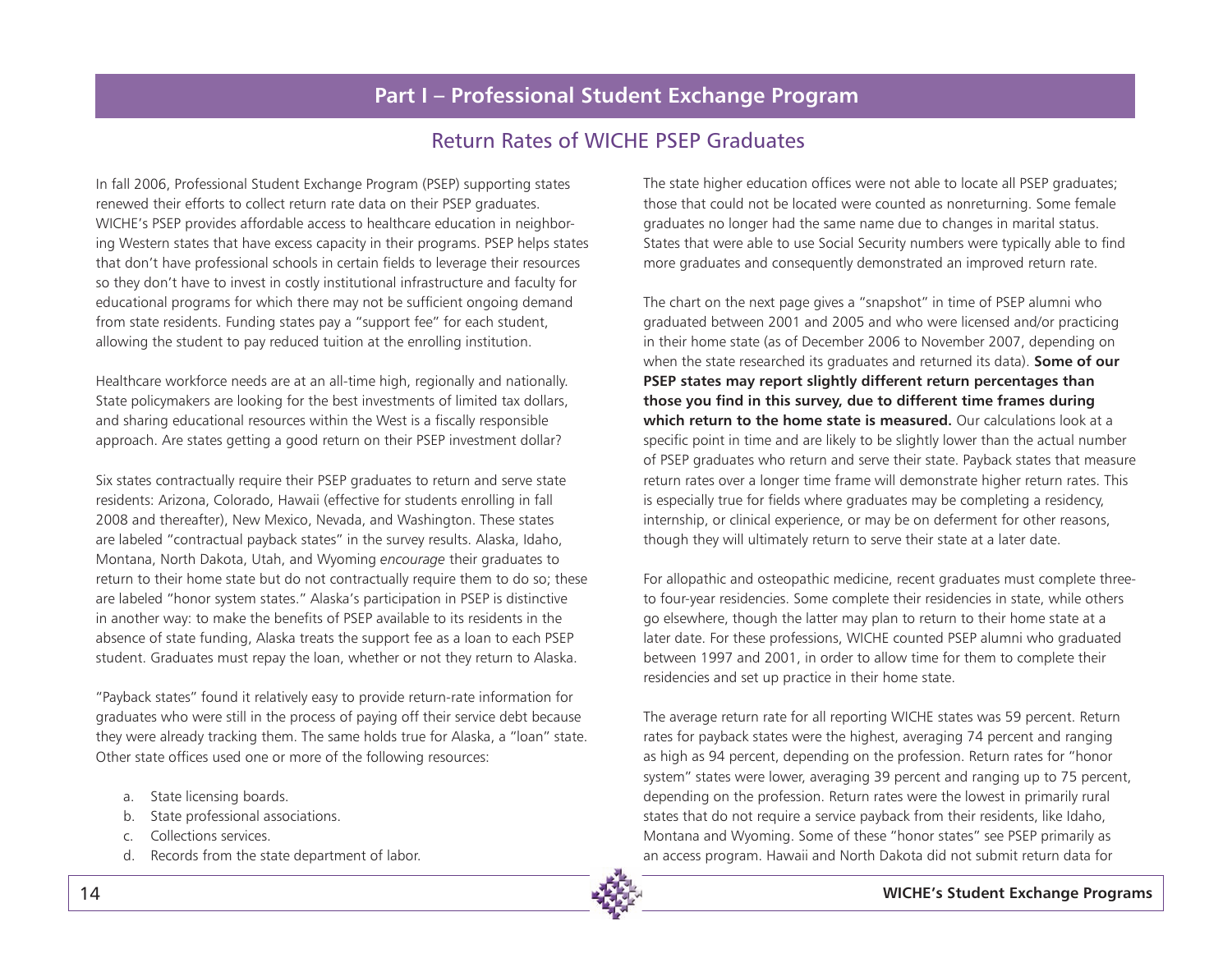## Part I – Professional Student Exchange Program

### Return Rates of WICHE PSEP Graduates

In fall 2006, Professional Student Exchange Program (PSEP) supporting states renewed their efforts to collect return rate data on their PSEP graduates. WICHE's PSEP provides affordable access to healthcare education in neighboring Western states that have excess capacity in their programs. PSEP helps states that don't have professional schools in certain fields to leverage their resources so they don't have to invest in costly institutional infrastructure and faculty for educational programs for which there may not be sufficient ongoing demand from state residents. Funding states pay a "support fee" for each student, allowing the student to pay reduced tuition at the enrolling institution.

Healthcare workforce needs are at an all-time high, regionally and nationally. State policymakers are looking for the best investments of limited tax dollars, and sharing educational resources within the West is a fiscally responsible approach. Are states getting a good return on their PSEP investment dollar?

Six states contractually require their PSEP graduates to return and serve state residents: Arizona, Colorado, Hawaii (effective for students enrolling in fall 2008 and thereafter), New Mexico, Nevada, and Washington. These states are labeled "contractual payback states" in the survey results. Alaska, Idaho, Montana, North Dakota, Utah, and Wyoming *encourage* their graduates to return to their home state but do not contractually require them to do so; these are labeled "honor system states." Alaska's participation in PSEP is distinctive in another way: to make the benefits of PSEP available to its residents in the absence of state funding, Alaska treats the support fee as a loan to each PSEP student. Graduates must repay the loan, whether or not they return to Alaska.

"Payback states" found it relatively easy to provide return-rate information for graduates who were still in the process of paying off their service debt because they were already tracking them. The same holds true for Alaska, a "loan" state. Other state offices used one or more of the following resources:

a. State licensing boards.
b. State professional associations.
c. Collections services.
d. Records from the state department of labor.

The state higher education offices were not able to locate all PSEP graduates; those that could not be located were counted as nonreturning. Some female graduates no longer had the same name due to changes in marital status. States that were able to use Social Security numbers were typically able to find more graduates and consequently demonstrated an improved return rate.

The chart on the next page gives a "snapshot" in time of PSEP alumni who graduated between 2001 and 2005 and who were licensed and/or practicing in their home state (as of December 2006 to November 2007, depending on when the state researched its graduates and returned its data). **Some of our PSEP states may report slightly different return percentages than those you find in this survey, due to different time frames during which return to the home state is measured.** Our calculations look at a specific point in time and are likely to be slightly lower than the actual number of PSEP graduates who return and serve their state. Payback states that measure return rates over a longer time frame will demonstrate higher return rates. This is especially true for fields where graduates may be completing a residency, internship, or clinical experience, or may be on deferment for other reasons, though they will ultimately return to serve their state at a later date.

For allopathic and osteopathic medicine, recent graduates must complete three- to four-year residencies. Some complete their residencies in state, while others go elsewhere, though the latter may plan to return to their home state at a later date. For these professions, WICHE counted PSEP alumni who graduated between 1997 and 2001, in order to allow time for them to complete their residencies and set up practice in their home state.

The average return rate for all reporting WICHE states was 59 percent. Return rates for payback states were the highest, averaging 74 percent and ranging as high as 94 percent, depending on the profession. Return rates for "honor system" states were lower, averaging 39 percent and ranging up to 75 percent, depending on the profession. Return rates were the lowest in primarily rural states that do not require a service payback from their residents, like Idaho, Montana and Wyoming. Some of these "honor states" see PSEP primarily as an access program. Hawaii and North Dakota did not submit return data for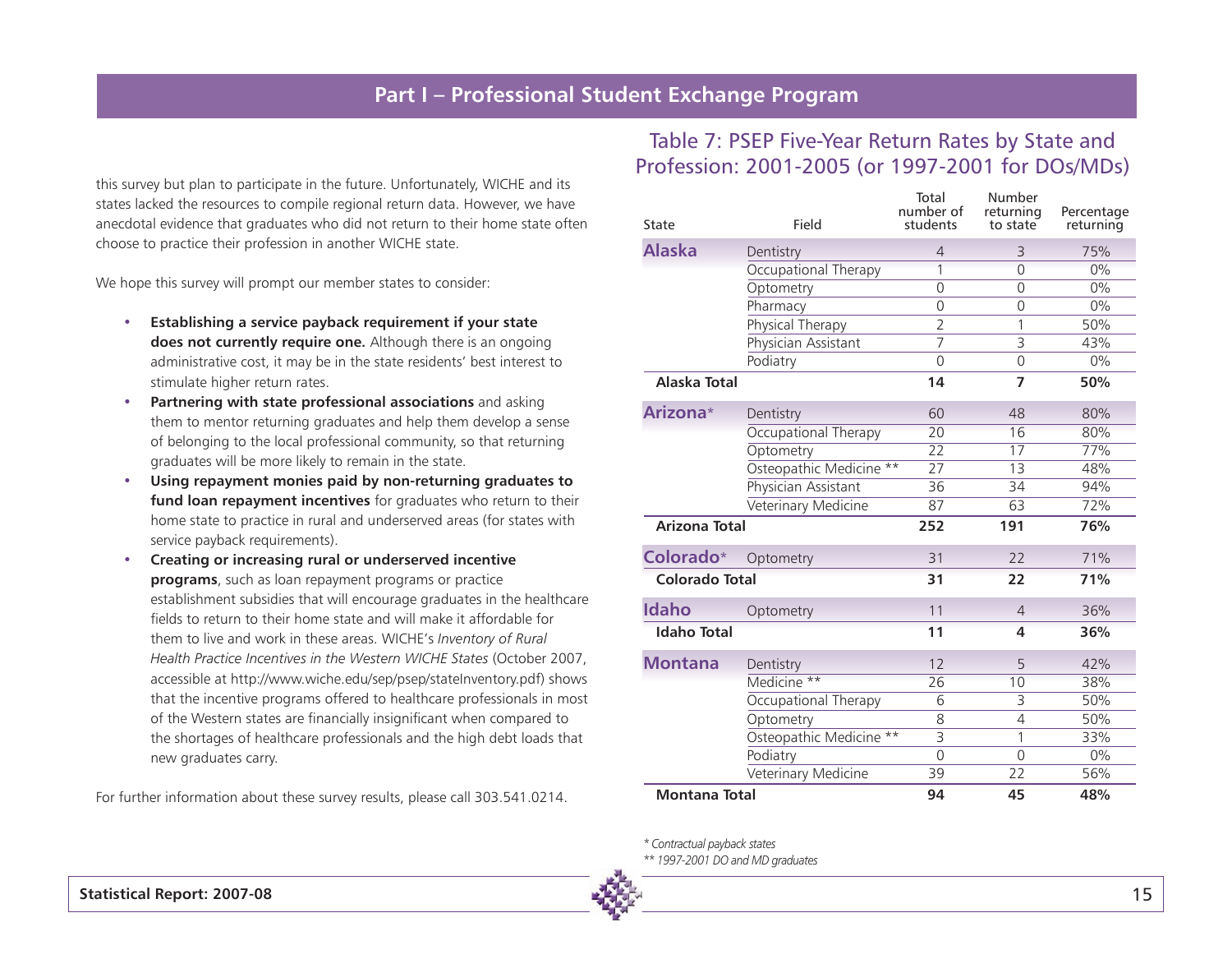## Part I – Professional Student Exchange Program

this survey but plan to participate in the future. Unfortunately, WICHE and its states lacked the resources to compile regional return data. However, we have anecdotal evidence that graduates who did not return to their home state often choose to practice their profession in another WICHE state.

We hope this survey will prompt our member states to consider:

- **Establishing a service payback requirement if your state does not currently require one.** Although there is an ongoing administrative cost, it may be in the state residents' best interest to stimulate higher return rates.
- **Partnering with state professional associations** and asking them to mentor returning graduates and help them develop a sense of belonging to the local professional community, so that returning graduates will be more likely to remain in the state.
- **Using repayment monies paid by non-returning graduates to fund loan repayment incentives** for graduates who return to their home state to practice in rural and underserved areas (for states with service payback requirements).
- **Creating or increasing rural or underserved incentive programs**, such as loan repayment programs or practice establishment subsidies that will encourage graduates in the healthcare fields to return to their home state and will make it affordable for them to live and work in these areas. WICHE's *Inventory of Rural Health Practice Incentives in the Western WICHE States* (October 2007, accessible at http://www.wiche.edu/sep/psep/stateInventory.pdf) shows that the incentive programs offered to healthcare professionals in most of the Western states are financially insignificant when compared to the shortages of healthcare professionals and the high debt loads that new graduates carry.

For further information about these survey results, please call 303.541.0214.

### Table 7: PSEP Five-Year Return Rates by State and Profession: 2001-2005 (or 1997-2001 for DOs/MDs)

| State | Field | Total number of students | Number returning to state | Percentage returning |
|---|---|---|---|---|
| **Alaska** | Dentistry | 4 | 3 | 75% |
| | Occupational Therapy | 1 | 0 | 0% |
| | Optometry | 0 | 0 | 0% |
| | Pharmacy | 0 | 0 | 0% |
| | Physical Therapy | 2 | 1 | 50% |
| | Physician Assistant | 7 | 3 | 43% |
| | Podiatry | 0 | 0 | 0% |
| **Alaska Total** | | **14** | **7** | **50%** |
| **Arizona*** | Dentistry | 60 | 48 | 80% |
| | Occupational Therapy | 20 | 16 | 80% |
| | Optometry | 22 | 17 | 77% |
| | Osteopathic Medicine ** | 27 | 13 | 48% |
| | Physician Assistant | 36 | 34 | 94% |
| | Veterinary Medicine | 87 | 63 | 72% |
| **Arizona Total** | | **252** | **191** | **76%** |
| **Colorado*** | Optometry | 31 | 22 | 71% |
| **Colorado Total** | | **31** | **22** | **71%** |
| **Idaho** | Optometry | 11 | 4 | 36% |
| **Idaho Total** | | **11** | **4** | **36%** |
| **Montana** | Dentistry | 12 | 5 | 42% |
| | Medicine ** | 26 | 10 | 38% |
| | Occupational Therapy | 6 | 3 | 50% |
| | Optometry | 8 | 4 | 50% |
| | Osteopathic Medicine ** | 3 | 1 | 33% |
| | Podiatry | 0 | 0 | 0% |
| | Veterinary Medicine | 39 | 22 | 56% |
| **Montana Total** | | **94** | **45** | **48%** |

*\* Contractual payback states*

*\*\* 1997-2001 DO and MD graduates*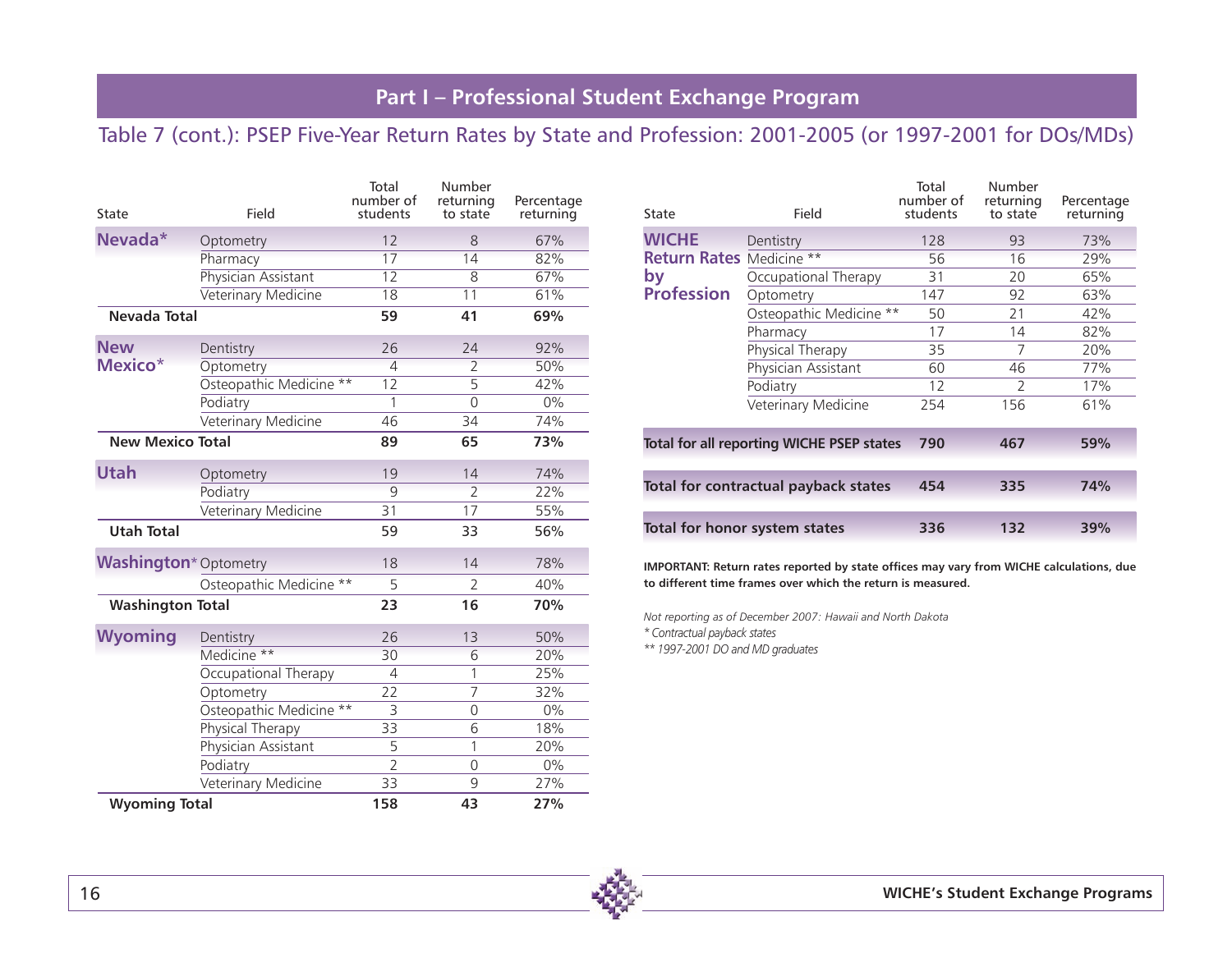## Part I – Professional Student Exchange Program

### Table 7 (cont.): PSEP Five-Year Return Rates by State and Profession: 2001-2005 (or 1997-2001 for DOs/MDs)

| State | Field | Total number of students | Number returning to state | Percentage returning |
|---|---|---|---|---|
| **Nevada*** | Optometry | 12 | 8 | 67% |
| | Pharmacy | 17 | 14 | 82% |
| | Physician Assistant | 12 | 8 | 67% |
| | Veterinary Medicine | 18 | 11 | 61% |
| **Nevada Total** | | **59** | **41** | **69%** |
| **New Mexico*** | Dentistry | 26 | 24 | 92% |
| | Optometry | 4 | 2 | 50% |
| | Osteopathic Medicine ** | 12 | 5 | 42% |
| | Podiatry | 1 | 0 | 0% |
| | Veterinary Medicine | 46 | 34 | 74% |
| **New Mexico Total** | | **89** | **65** | **73%** |
| **Utah** | Optometry | 19 | 14 | 74% |
| | Podiatry | 9 | 2 | 22% |
| | Veterinary Medicine | 31 | 17 | 55% |
| **Utah Total** | | 59 | 33 | 56% |
| **Washington*** | Optometry | 18 | 14 | 78% |
| | Osteopathic Medicine ** | 5 | 2 | 40% |
| **Washington Total** | | **23** | **16** | **70%** |
| **Wyoming** | Dentistry | 26 | 13 | 50% |
| | Medicine ** | 30 | 6 | 20% |
| | Occupational Therapy | 4 | 1 | 25% |
| | Optometry | 22 | 7 | 32% |
| | Osteopathic Medicine ** | 3 | 0 | 0% |
| | Physical Therapy | 33 | 6 | 18% |
| | Physician Assistant | 5 | 1 | 20% |
| | Podiatry | 2 | 0 | 0% |
| | Veterinary Medicine | 33 | 9 | 27% |
| **Wyoming Total** | | **158** | **43** | **27%** |

| State | Field | Total number of students | Number returning to state | Percentage returning |
|---|---|---|---|---|
| **WICHE Return Rates by Profession** | Dentistry | 128 | 93 | 73% |
| | Medicine ** | 56 | 16 | 29% |
| | Occupational Therapy | 31 | 20 | 65% |
| | Optometry | 147 | 92 | 63% |
| | Osteopathic Medicine ** | 50 | 21 | 42% |
| | Pharmacy | 17 | 14 | 82% |
| | Physical Therapy | 35 | 7 | 20% |
| | Physician Assistant | 60 | 46 | 77% |
| | Podiatry | 12 | 2 | 17% |
| | Veterinary Medicine | 254 | 156 | 61% |
| **Total for all reporting WICHE PSEP states** | | **790** | **467** | **59%** |
| **Total for contractual payback states** | | **454** | **335** | **74%** |
| **Total for honor system states** | | **336** | **132** | **39%** |

**IMPORTANT: Return rates reported by state offices may vary from WICHE calculations, due to different time frames over which the return is measured.**

*Not reporting as of December 2007: Hawaii and North Dakota*

*\* Contractual payback states*

*\*\* 1997-2001 DO and MD graduates*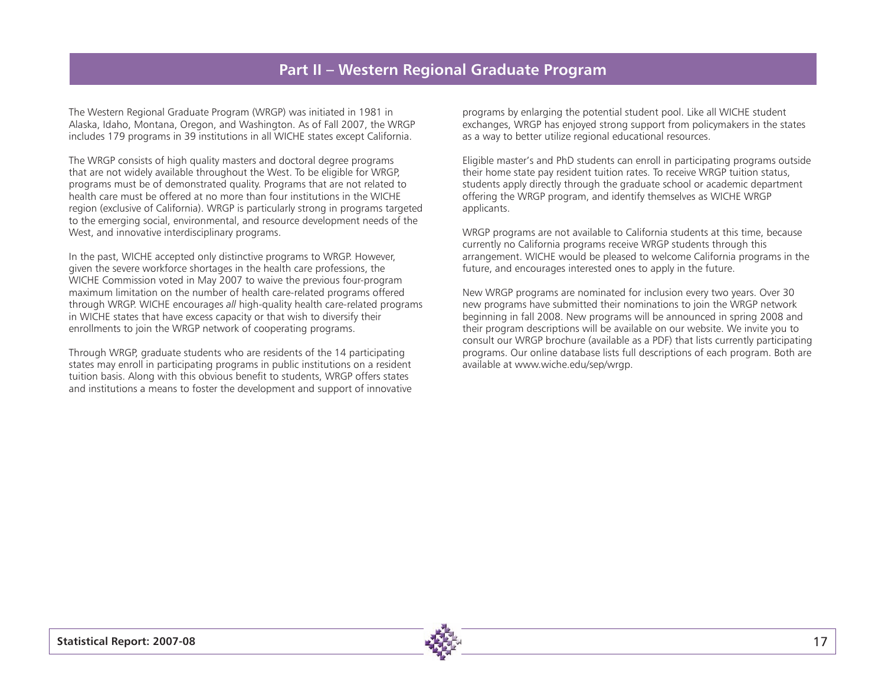# Part II – Western Regional Graduate Program

The Western Regional Graduate Program (WRGP) was initiated in 1981 in Alaska, Idaho, Montana, Oregon, and Washington. As of Fall 2007, the WRGP includes 179 programs in 39 institutions in all WICHE states except California.

The WRGP consists of high quality masters and doctoral degree programs that are not widely available throughout the West. To be eligible for WRGP, programs must be of demonstrated quality. Programs that are not related to health care must be offered at no more than four institutions in the WICHE region (exclusive of California). WRGP is particularly strong in programs targeted to the emerging social, environmental, and resource development needs of the West, and innovative interdisciplinary programs.

In the past, WICHE accepted only distinctive programs to WRGP. However, given the severe workforce shortages in the health care professions, the WICHE Commission voted in May 2007 to waive the previous four-program maximum limitation on the number of health care-related programs offered through WRGP. WICHE encourages *all* high-quality health care-related programs in WICHE states that have excess capacity or that wish to diversify their enrollments to join the WRGP network of cooperating programs.

Through WRGP, graduate students who are residents of the 14 participating states may enroll in participating programs in public institutions on a resident tuition basis. Along with this obvious benefit to students, WRGP offers states and institutions a means to foster the development and support of innovative programs by enlarging the potential student pool. Like all WICHE student exchanges, WRGP has enjoyed strong support from policymakers in the states as a way to better utilize regional educational resources.

Eligible master's and PhD students can enroll in participating programs outside their home state pay resident tuition rates. To receive WRGP tuition status, students apply directly through the graduate school or academic department offering the WRGP program, and identify themselves as WICHE WRGP applicants.

WRGP programs are not available to California students at this time, because currently no California programs receive WRGP students through this arrangement. WICHE would be pleased to welcome California programs in the future, and encourages interested ones to apply in the future.

New WRGP programs are nominated for inclusion every two years. Over 30 new programs have submitted their nominations to join the WRGP network beginning in fall 2008. New programs will be announced in spring 2008 and their program descriptions will be available on our website. We invite you to consult our WRGP brochure (available as a PDF) that lists currently participating programs. Our online database lists full descriptions of each program. Both are available at www.wiche.edu/sep/wrgp.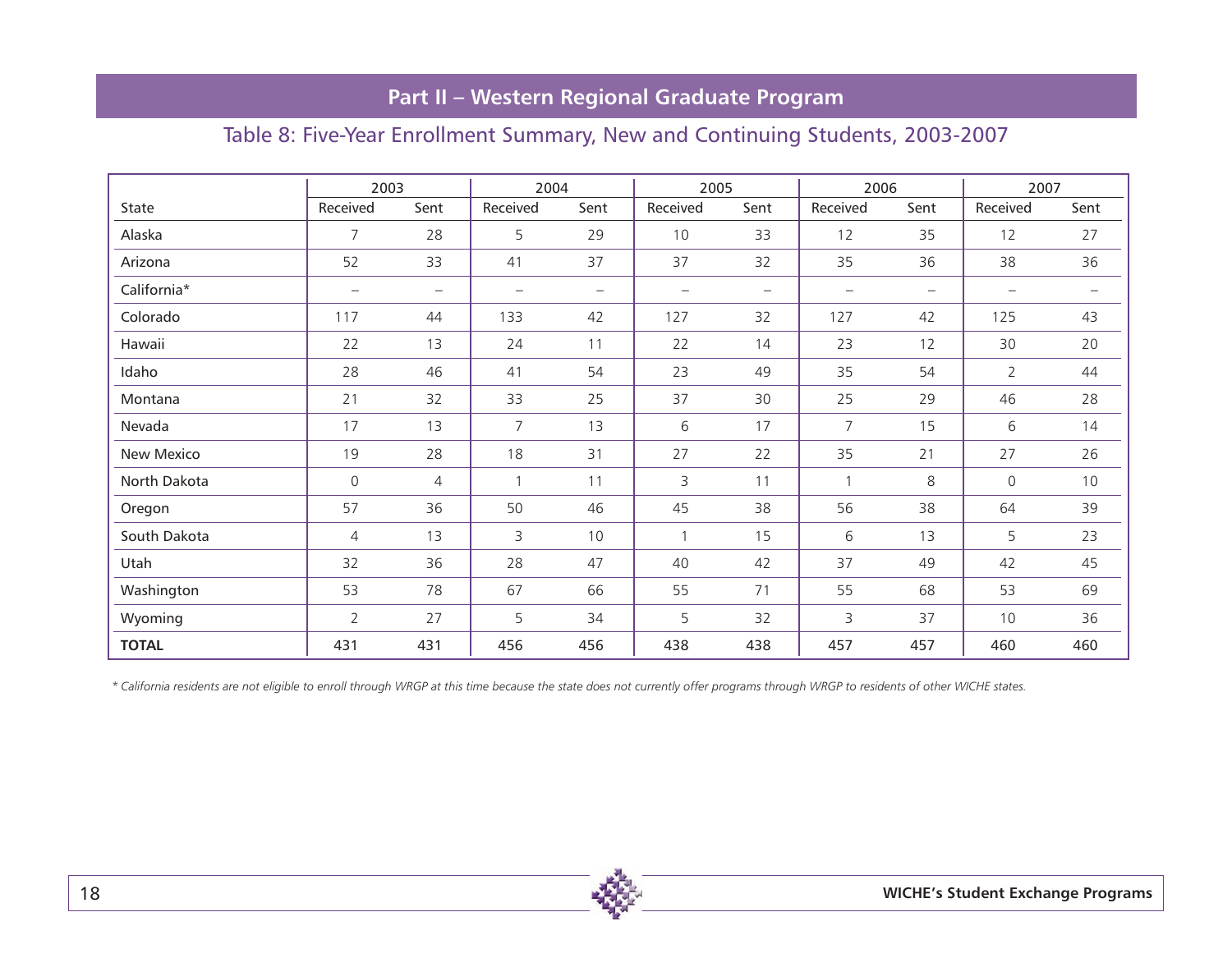## Part II – Western Regional Graduate Program

### Table 8: Five-Year Enrollment Summary, New and Continuing Students, 2003-2007

| | 2003 | | 2004 | | 2005 | | 2006 | | 2007 | |
|---|---|---|---|---|---|---|---|---|---|---|
| State | Received | Sent | Received | Sent | Received | Sent | Received | Sent | Received | Sent |
| Alaska | 7 | 28 | 5 | 29 | 10 | 33 | 12 | 35 | 12 | 27 |
| Arizona | 52 | 33 | 41 | 37 | 37 | 32 | 35 | 36 | 38 | 36 |
| California* | – | – | – | – | – | – | – | – | – | – |
| Colorado | 117 | 44 | 133 | 42 | 127 | 32 | 127 | 42 | 125 | 43 |
| Hawaii | 22 | 13 | 24 | 11 | 22 | 14 | 23 | 12 | 30 | 20 |
| Idaho | 28 | 46 | 41 | 54 | 23 | 49 | 35 | 54 | 2 | 44 |
| Montana | 21 | 32 | 33 | 25 | 37 | 30 | 25 | 29 | 46 | 28 |
| Nevada | 17 | 13 | 7 | 13 | 6 | 17 | 7 | 15 | 6 | 14 |
| New Mexico | 19 | 28 | 18 | 31 | 27 | 22 | 35 | 21 | 27 | 26 |
| North Dakota | 0 | 4 | 1 | 11 | 3 | 11 | 1 | 8 | 0 | 10 |
| Oregon | 57 | 36 | 50 | 46 | 45 | 38 | 56 | 38 | 64 | 39 |
| South Dakota | 4 | 13 | 3 | 10 | 1 | 15 | 6 | 13 | 5 | 23 |
| Utah | 32 | 36 | 28 | 47 | 40 | 42 | 37 | 49 | 42 | 45 |
| Washington | 53 | 78 | 67 | 66 | 55 | 71 | 55 | 68 | 53 | 69 |
| Wyoming | 2 | 27 | 5 | 34 | 5 | 32 | 3 | 37 | 10 | 36 |
| **TOTAL** | 431 | 431 | 456 | 456 | 438 | 438 | 457 | 457 | 460 | 460 |

*\* California residents are not eligible to enroll through WRGP at this time because the state does not currently offer programs through WRGP to residents of other WICHE states.*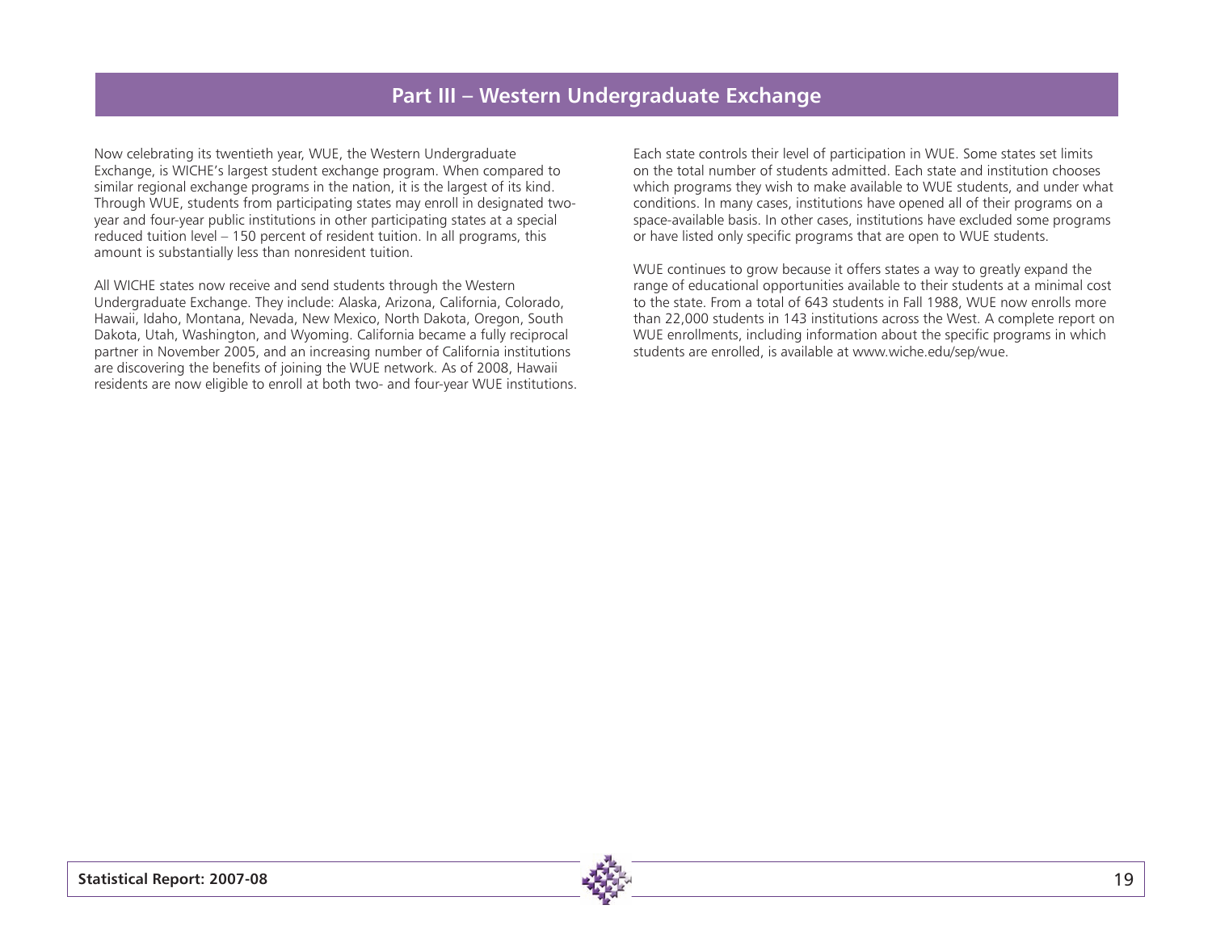# Part III – Western Undergraduate Exchange

Now celebrating its twentieth year, WUE, the Western Undergraduate Exchange, is WICHE's largest student exchange program. When compared to similar regional exchange programs in the nation, it is the largest of its kind. Through WUE, students from participating states may enroll in designated two-year and four-year public institutions in other participating states at a special reduced tuition level – 150 percent of resident tuition. In all programs, this amount is substantially less than nonresident tuition.

All WICHE states now receive and send students through the Western Undergraduate Exchange. They include: Alaska, Arizona, California, Colorado, Hawaii, Idaho, Montana, Nevada, New Mexico, North Dakota, Oregon, South Dakota, Utah, Washington, and Wyoming. California became a fully reciprocal partner in November 2005, and an increasing number of California institutions are discovering the benefits of joining the WUE network. As of 2008, Hawaii residents are now eligible to enroll at both two- and four-year WUE institutions.

Each state controls their level of participation in WUE. Some states set limits on the total number of students admitted. Each state and institution chooses which programs they wish to make available to WUE students, and under what conditions. In many cases, institutions have opened all of their programs on a space-available basis. In other cases, institutions have excluded some programs or have listed only specific programs that are open to WUE students.

WUE continues to grow because it offers states a way to greatly expand the range of educational opportunities available to their students at a minimal cost to the state. From a total of 643 students in Fall 1988, WUE now enrolls more than 22,000 students in 143 institutions across the West. A complete report on WUE enrollments, including information about the specific programs in which students are enrolled, is available at www.wiche.edu/sep/wue.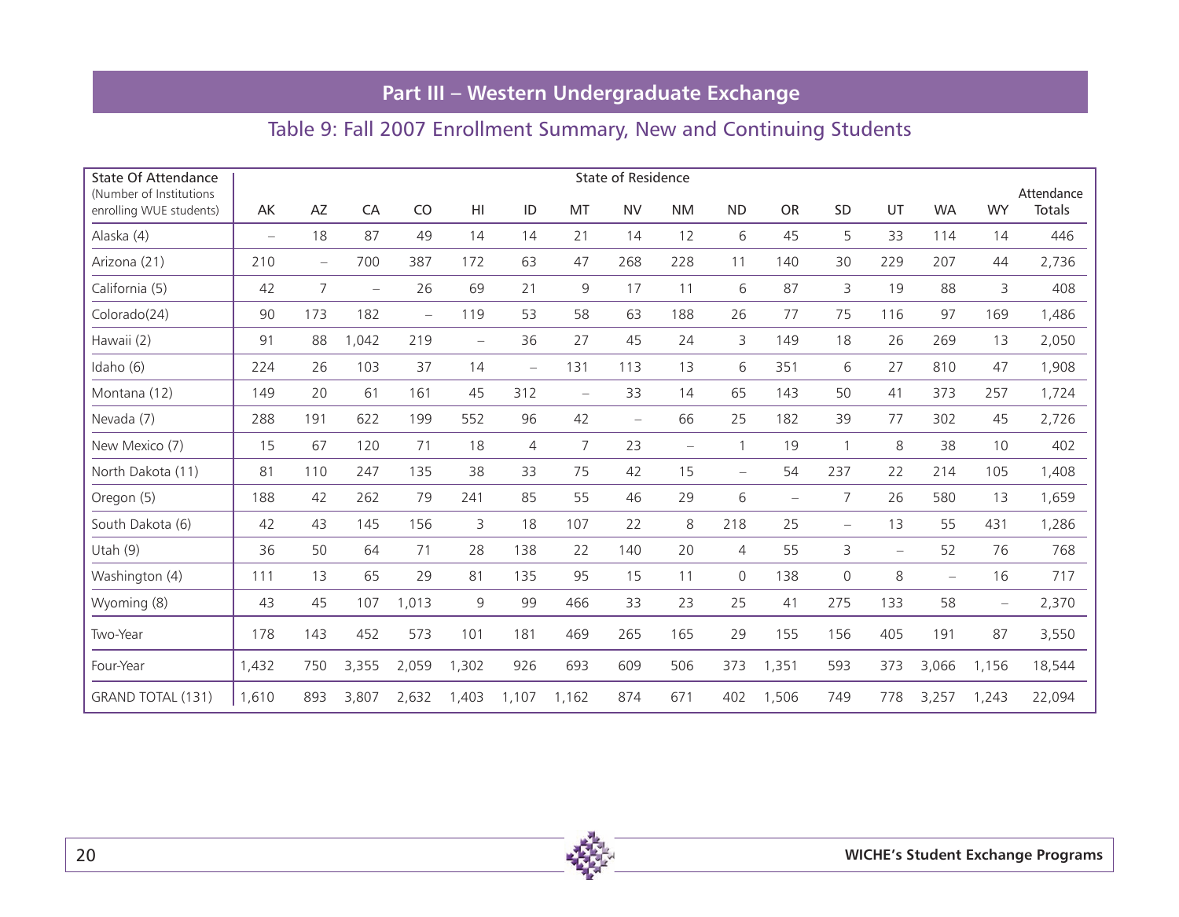## Part III – Western Undergraduate Exchange

### Table 9: Fall 2007 Enrollment Summary, New and Continuing Students

| State Of Attendance (Number of Institutions enrolling WUE students) | State of Residence | | | | | | | | | | | | | | | |
|---|---|---|---|---|---|---|---|---|---|---|---|---|---|---|---|---|
| | AK | AZ | CA | CO | HI | ID | MT | NV | NM | ND | OR | SD | UT | WA | WY | Attendance Totals |
| Alaska (4) | – | 18 | 87 | 49 | 14 | 14 | 21 | 14 | 12 | 6 | 45 | 5 | 33 | 114 | 14 | 446 |
| Arizona (21) | 210 | – | 700 | 387 | 172 | 63 | 47 | 268 | 228 | 11 | 140 | 30 | 229 | 207 | 44 | 2,736 |
| California (5) | 42 | 7 | – | 26 | 69 | 21 | 9 | 17 | 11 | 6 | 87 | 3 | 19 | 88 | 3 | 408 |
| Colorado(24) | 90 | 173 | 182 | – | 119 | 53 | 58 | 63 | 188 | 26 | 77 | 75 | 116 | 97 | 169 | 1,486 |
| Hawaii (2) | 91 | 88 | 1,042 | 219 | – | 36 | 27 | 45 | 24 | 3 | 149 | 18 | 26 | 269 | 13 | 2,050 |
| Idaho (6) | 224 | 26 | 103 | 37 | 14 | – | 131 | 113 | 13 | 6 | 351 | 6 | 27 | 810 | 47 | 1,908 |
| Montana (12) | 149 | 20 | 61 | 161 | 45 | 312 | – | 33 | 14 | 65 | 143 | 50 | 41 | 373 | 257 | 1,724 |
| Nevada (7) | 288 | 191 | 622 | 199 | 552 | 96 | 42 | – | 66 | 25 | 182 | 39 | 77 | 302 | 45 | 2,726 |
| New Mexico (7) | 15 | 67 | 120 | 71 | 18 | 4 | 7 | 23 | – | 1 | 19 | 1 | 8 | 38 | 10 | 402 |
| North Dakota (11) | 81 | 110 | 247 | 135 | 38 | 33 | 75 | 42 | 15 | – | 54 | 237 | 22 | 214 | 105 | 1,408 |
| Oregon (5) | 188 | 42 | 262 | 79 | 241 | 85 | 55 | 46 | 29 | 6 | – | 7 | 26 | 580 | 13 | 1,659 |
| South Dakota (6) | 42 | 43 | 145 | 156 | 3 | 18 | 107 | 22 | 8 | 218 | 25 | – | 13 | 55 | 431 | 1,286 |
| Utah (9) | 36 | 50 | 64 | 71 | 28 | 138 | 22 | 140 | 20 | 4 | 55 | 3 | – | 52 | 76 | 768 |
| Washington (4) | 111 | 13 | 65 | 29 | 81 | 135 | 95 | 15 | 11 | 0 | 138 | 0 | 8 | – | 16 | 717 |
| Wyoming (8) | 43 | 45 | 107 | 1,013 | 9 | 99 | 466 | 33 | 23 | 25 | 41 | 275 | 133 | 58 | – | 2,370 |
| Two-Year | 178 | 143 | 452 | 573 | 101 | 181 | 469 | 265 | 165 | 29 | 155 | 156 | 405 | 191 | 87 | 3,550 |
| Four-Year | 1,432 | 750 | 3,355 | 2,059 | 1,302 | 926 | 693 | 609 | 506 | 373 | 1,351 | 593 | 373 | 3,066 | 1,156 | 18,544 |
| GRAND TOTAL (131) | 1,610 | 893 | 3,807 | 2,632 | 1,403 | 1,107 | 1,162 | 874 | 671 | 402 | 1,506 | 749 | 778 | 3,257 | 1,243 | 22,094 |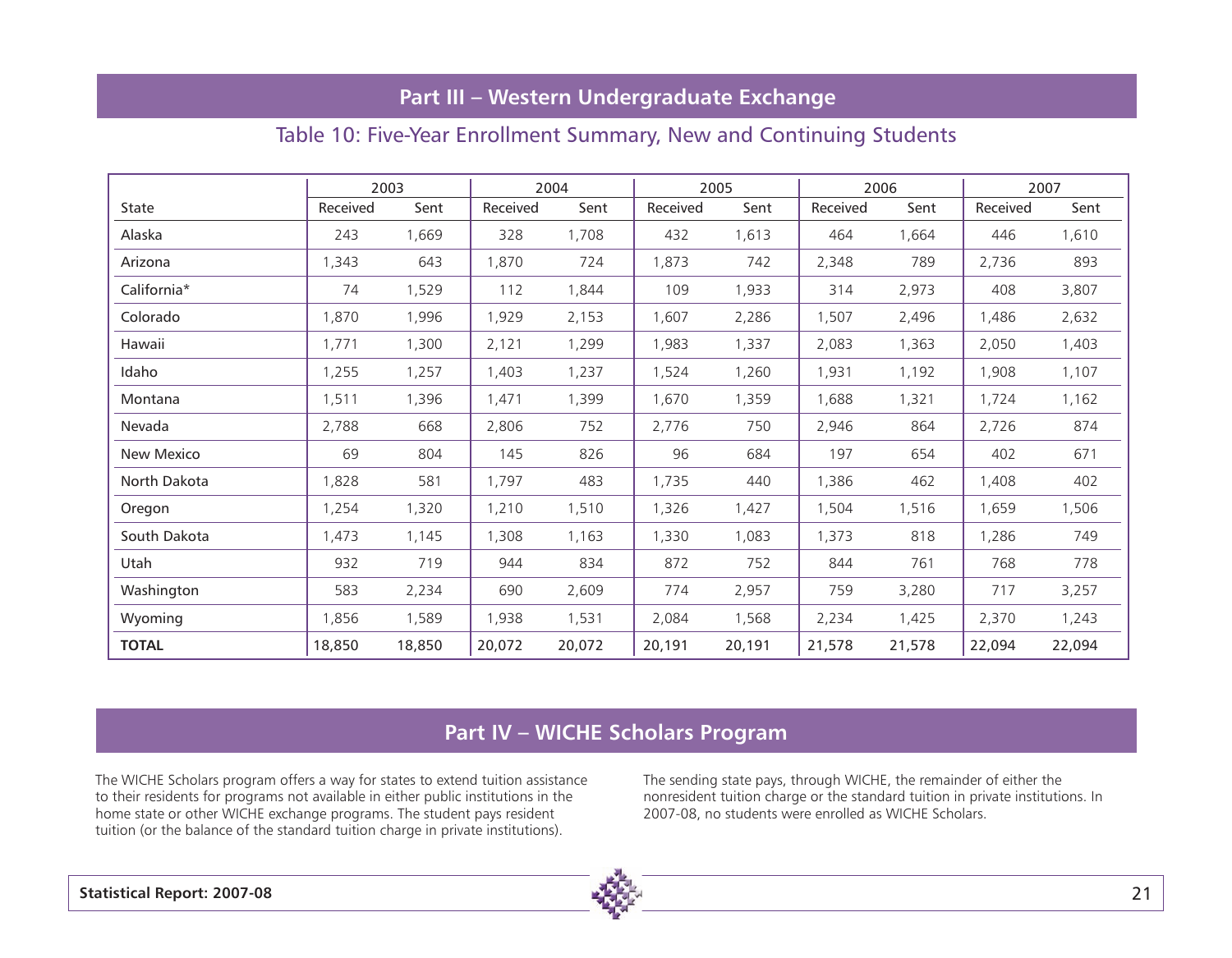## Part III – Western Undergraduate Exchange

### Table 10: Five-Year Enrollment Summary, New and Continuing Students

| | 2003 | | 2004 | | 2005 | | 2006 | | 2007 | |
|---|---|---|---|---|---|---|---|---|---|---|
| State | Received | Sent | Received | Sent | Received | Sent | Received | Sent | Received | Sent |
| Alaska | 243 | 1,669 | 328 | 1,708 | 432 | 1,613 | 464 | 1,664 | 446 | 1,610 |
| Arizona | 1,343 | 643 | 1,870 | 724 | 1,873 | 742 | 2,348 | 789 | 2,736 | 893 |
| California* | 74 | 1,529 | 112 | 1,844 | 109 | 1,933 | 314 | 2,973 | 408 | 3,807 |
| Colorado | 1,870 | 1,996 | 1,929 | 2,153 | 1,607 | 2,286 | 1,507 | 2,496 | 1,486 | 2,632 |
| Hawaii | 1,771 | 1,300 | 2,121 | 1,299 | 1,983 | 1,337 | 2,083 | 1,363 | 2,050 | 1,403 |
| Idaho | 1,255 | 1,257 | 1,403 | 1,237 | 1,524 | 1,260 | 1,931 | 1,192 | 1,908 | 1,107 |
| Montana | 1,511 | 1,396 | 1,471 | 1,399 | 1,670 | 1,359 | 1,688 | 1,321 | 1,724 | 1,162 |
| Nevada | 2,788 | 668 | 2,806 | 752 | 2,776 | 750 | 2,946 | 864 | 2,726 | 874 |
| New Mexico | 69 | 804 | 145 | 826 | 96 | 684 | 197 | 654 | 402 | 671 |
| North Dakota | 1,828 | 581 | 1,797 | 483 | 1,735 | 440 | 1,386 | 462 | 1,408 | 402 |
| Oregon | 1,254 | 1,320 | 1,210 | 1,510 | 1,326 | 1,427 | 1,504 | 1,516 | 1,659 | 1,506 |
| South Dakota | 1,473 | 1,145 | 1,308 | 1,163 | 1,330 | 1,083 | 1,373 | 818 | 1,286 | 749 |
| Utah | 932 | 719 | 944 | 834 | 872 | 752 | 844 | 761 | 768 | 778 |
| Washington | 583 | 2,234 | 690 | 2,609 | 774 | 2,957 | 759 | 3,280 | 717 | 3,257 |
| Wyoming | 1,856 | 1,589 | 1,938 | 1,531 | 2,084 | 1,568 | 2,234 | 1,425 | 2,370 | 1,243 |
| **TOTAL** | 18,850 | 18,850 | 20,072 | 20,072 | 20,191 | 20,191 | 21,578 | 21,578 | 22,094 | 22,094 |

## Part IV – WICHE Scholars Program

The WICHE Scholars program offers a way for states to extend tuition assistance to their residents for programs not available in either public institutions in the home state or other WICHE exchange programs. The student pays resident tuition (or the balance of the standard tuition charge in private institutions).

The sending state pays, through WICHE, the remainder of either the nonresident tuition charge or the standard tuition in private institutions. In 2007-08, no students were enrolled as WICHE Scholars.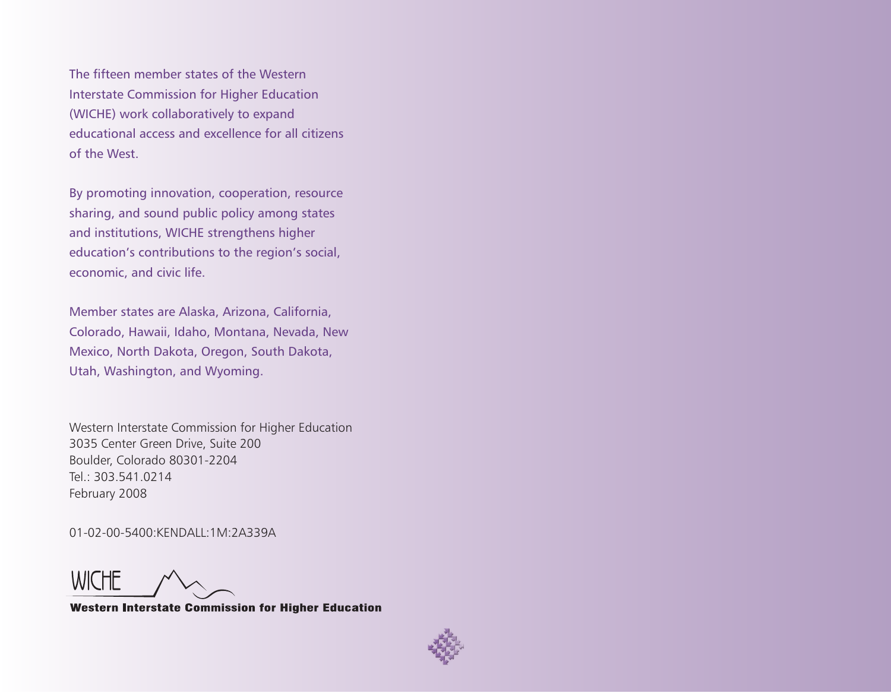The fifteen member states of the Western Interstate Commission for Higher Education (WICHE) work collaboratively to expand educational access and excellence for all citizens of the West.

By promoting innovation, cooperation, resource sharing, and sound public policy among states and institutions, WICHE strengthens higher education's contributions to the region's social, economic, and civic life.

Member states are Alaska, Arizona, California, Colorado, Hawaii, Idaho, Montana, Nevada, New Mexico, North Dakota, Oregon, South Dakota, Utah, Washington, and Wyoming.

Western Interstate Commission for Higher Education
3035 Center Green Drive, Suite 200
Boulder, Colorado 80301-2204
Tel.: 303.541.0214
February 2008

01-02-00-5400:KENDALL:1M:2A339A

WICHE

**Western Interstate Commission for Higher Education**